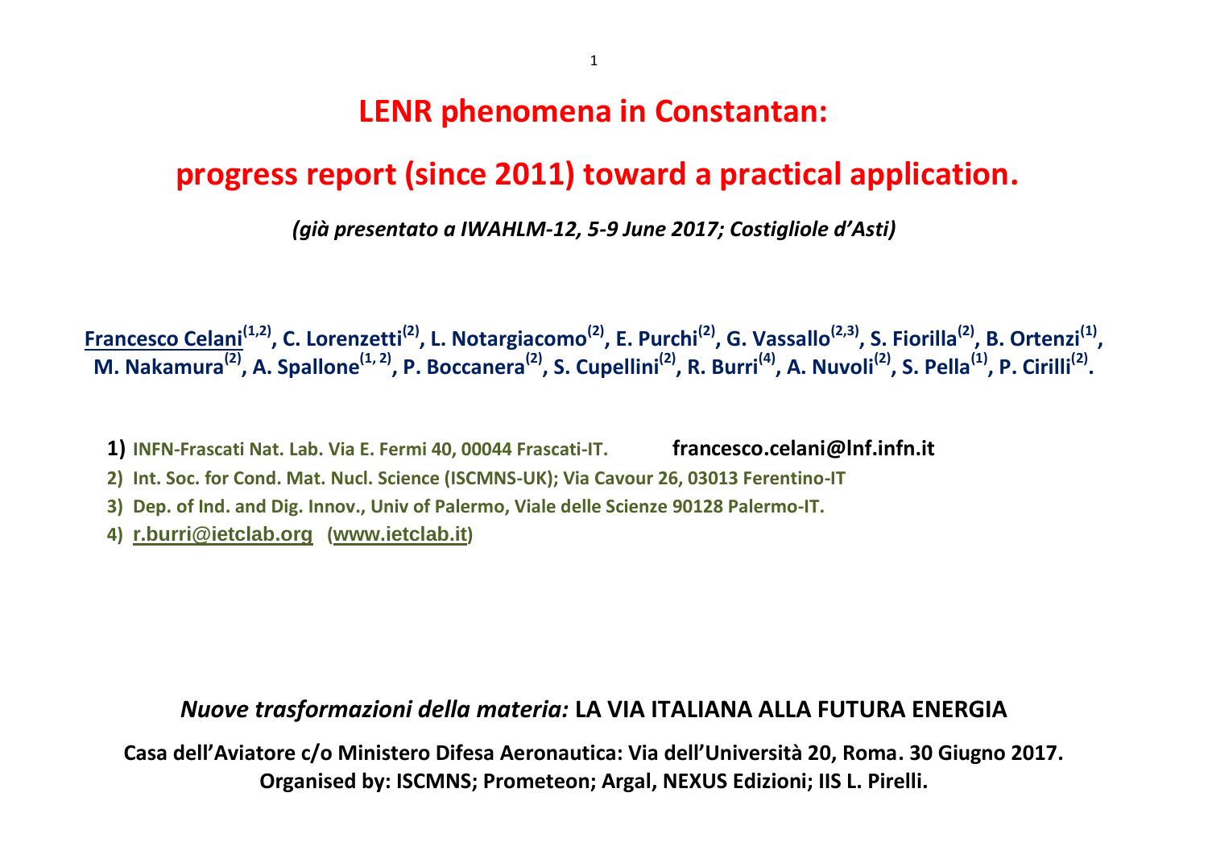# LENR phenomena in Constantan:

# progress report (since 2011) toward a practical application.

*(già presentato a IWAHLM-12, 5-9 June 2017; Costigliole d'Asti)*

**Francesco Celani[1,2], C. Lorenzetti[2], L. Notargiacomo[2], E. Purchi[2], G. Vassallo[2,3], S. Fiorilla[2], B. Ortenzi[1], M. Nakamura[2], A. Spallone[1, 2], P. Boccanera[2], S. Cupellini[2], R. Burri[4], A. Nuvoli[2], S. Pella[1], P. Cirilli[2].**

1) **INFN-Frascati Nat. Lab. Via E. Fermi 40, 00044 Frascati-IT.** **francesco.celani@lnf.infn.it**
2) **Int. Soc. for Cond. Mat. Nucl. Science (ISCMNS-UK); Via Cavour 26, 03013 Ferentino-IT**
3) **Dep. of Ind. and Dig. Innov., Univ of Palermo, Viale delle Scienze 90128 Palermo-IT.**
4) **r.burri@ietclab.org (www.ietclab.it)**

*Nuove trasformazioni della materia:* **LA VIA ITALIANA ALLA FUTURA ENERGIA**

**Casa dell'Aviatore c/o Ministero Difesa Aeronautica: Via dell'Università 20, Roma. 30 Giugno 2017.**
**Organised by: ISCMNS; Prometeon; Argal, NEXUS Edizioni; IIS L. Pirelli.**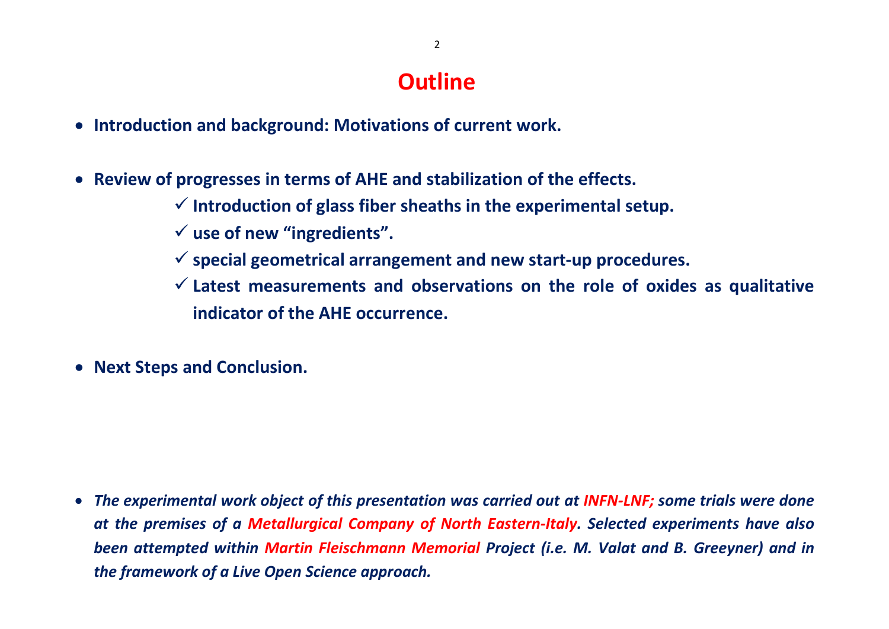# Outline

- **Introduction and background: Motivations of current work.**

- **Review of progresses in terms of AHE and stabilization of the effects.**
  - ✓ **Introduction of glass fiber sheaths in the experimental setup.**
  - ✓ **use of new “ingredients”.**
  - ✓ **special geometrical arrangement and new start-up procedures.**
  - ✓ **Latest measurements and observations on the role of oxides as qualitative indicator of the AHE occurrence.**

- **Next Steps and Conclusion.**

- ***The experimental work object of this presentation was carried out at INFN-LNF; some trials were done at the premises of a Metallurgical Company of North Eastern-Italy. Selected experiments have also been attempted within Martin Fleischmann Memorial Project (i.e. M. Valat and B. Greeyner) and in the framework of a Live Open Science approach.***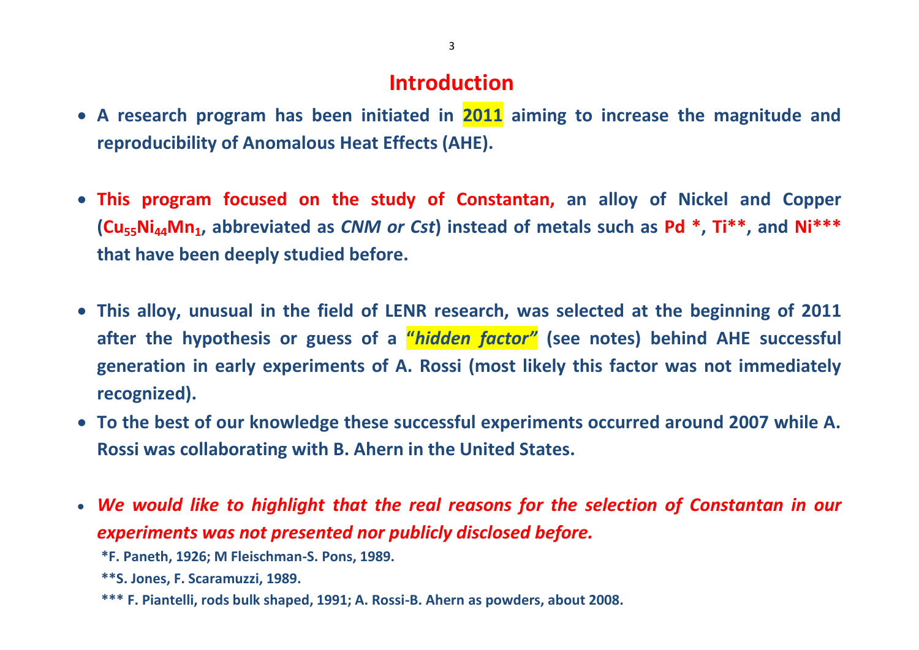# Introduction

- **A research program has been initiated in 2011 aiming to increase the magnitude and reproducibility of Anomalous Heat Effects (AHE).**

- **This program focused on the study of Constantan, an alloy of Nickel and Copper ($Cu_{55}Ni_{44}Mn_1$, abbreviated as *CNM or Cst*) instead of metals such as Pd *, Ti**, and Ni*** that have been deeply studied before.**

- **This alloy, unusual in the field of LENR research, was selected at the beginning of 2011 after the hypothesis or guess of a "*hidden factor*" (see notes) behind AHE successful generation in early experiments of A. Rossi (most likely this factor was not immediately recognized).**
- **To the best of our knowledge these successful experiments occurred around 2007 while A. Rossi was collaborating with B. Ahern in the United States.**

- ***We would like to highlight that the real reasons for the selection of Constantan in our experiments was not presented nor publicly disclosed before.***

**\*F. Paneth, 1926; M Fleischman-S. Pons, 1989.**

**\*\*S. Jones, F. Scaramuzzi, 1989.**

**\*\*\* F. Piantelli, rods bulk shaped, 1991; A. Rossi-B. Ahern as powders, about 2008.**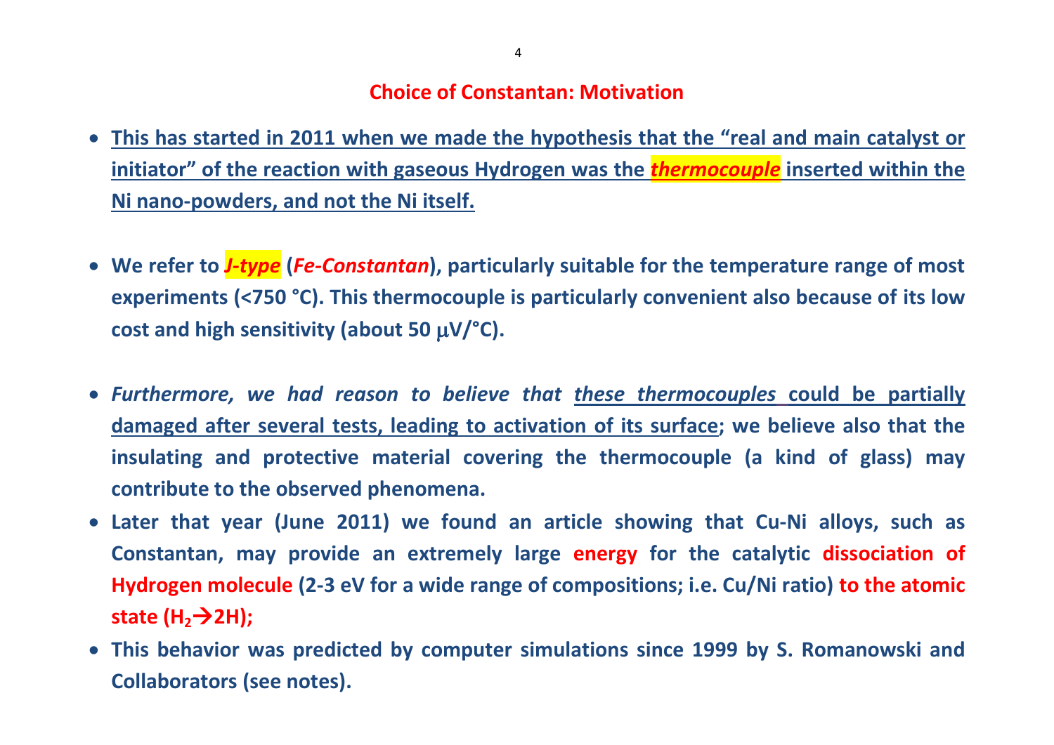## Choice of Constantan: Motivation

- **This has started in 2011 when we made the hypothesis that the "real and main catalyst or initiator" of the reaction with gaseous Hydrogen was the *thermocouple* inserted within the Ni nano-powders, and not the Ni itself.**

- **We refer to *J-type* (*Fe-Constantan*), particularly suitable for the temperature range of most experiments (<750 °C). This thermocouple is particularly convenient also because of its low cost and high sensitivity (about 50 μV/°C).**

- ***Furthermore, we had reason to believe that these thermocouples* could be partially damaged after several tests, leading to activation of its surface; we believe also that the insulating and protective material covering the thermocouple (a kind of glass) may contribute to the observed phenomena.**
- **Later that year (June 2011) we found an article showing that Cu-Ni alloys, such as Constantan, may provide an extremely large energy for the catalytic dissociation of Hydrogen molecule (2-3 eV for a wide range of compositions; i.e. Cu/Ni ratio) to the atomic state ($H_2 \rightarrow 2H$);**
- **This behavior was predicted by computer simulations since 1999 by S. Romanowski and Collaborators (see notes).**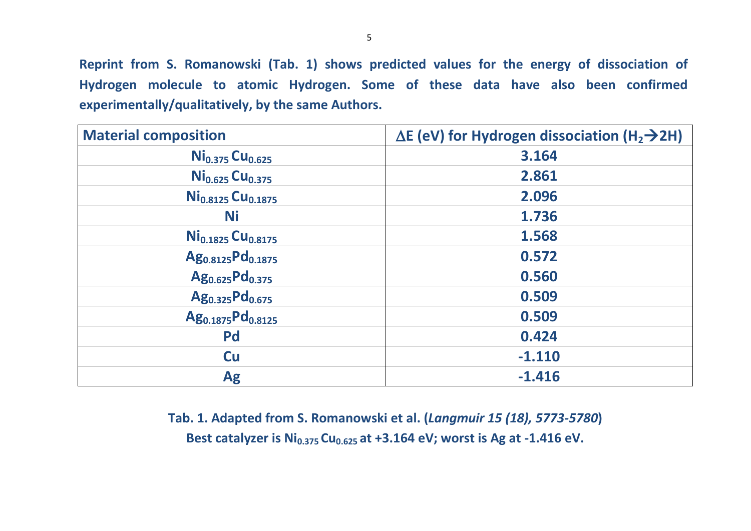**Reprint from S. Romanowski (Tab. 1) shows predicted values for the energy of dissociation of Hydrogen molecule to atomic Hydrogen. Some of these data have also been confirmed experimentally/qualitatively, by the same Authors.**

| **Material composition** | **$\Delta$E (eV) for Hydrogen dissociation ($H_2 \rightarrow 2H$)** |
|---|---|
| $Ni_{0.375}Cu_{0.625}$ | 3.164 |
| $Ni_{0.625}Cu_{0.375}$ | 2.861 |
| $Ni_{0.8125}Cu_{0.1875}$ | 2.096 |
| Ni | 1.736 |
| $Ni_{0.1825}Cu_{0.8175}$ | 1.568 |
| $Ag_{0.8125}Pd_{0.1875}$ | 0.572 |
| $Ag_{0.625}Pd_{0.375}$ | 0.560 |
| $Ag_{0.325}Pd_{0.675}$ | 0.509 |
| $Ag_{0.1875}Pd_{0.8125}$ | 0.509 |
| Pd | 0.424 |
| Cu | -1.110 |
| Ag | -1.416 |

**Tab. 1. Adapted from S. Romanowski et al. (*Langmuir 15 (18), 5773-5780*)**

**Best catalyzer is $Ni_{0.375}Cu_{0.625}$ at +3.164 eV; worst is Ag at -1.416 eV.**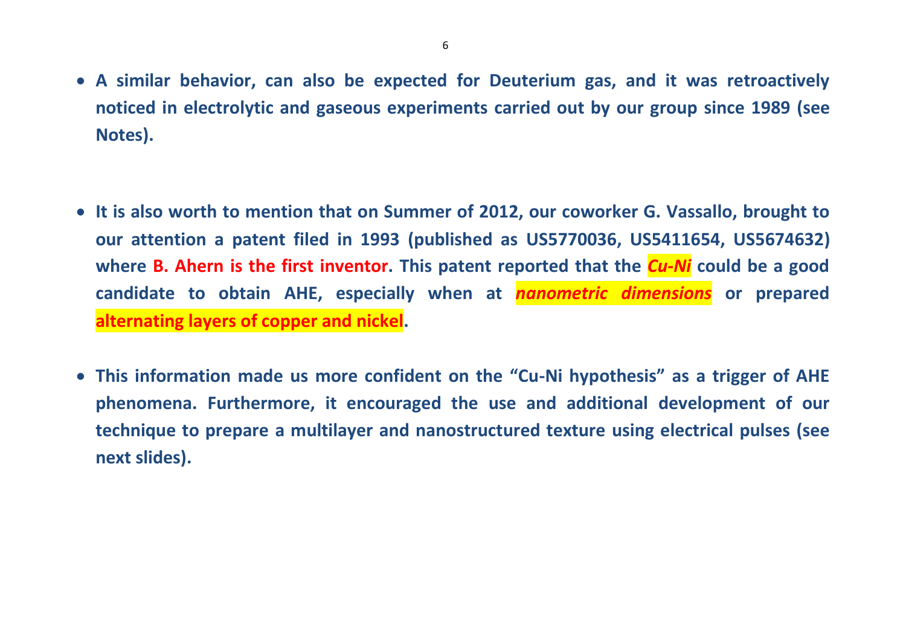- **A similar behavior, can also be expected for Deuterium gas, and it was retroactively noticed in electrolytic and gaseous experiments carried out by our group since 1989 (see Notes).**

- **It is also worth to mention that on Summer of 2012, our coworker G. Vassallo, brought to our attention a patent filed in 1993 (published as US5770036, US5411654, US5674632) where B. Ahern is the first inventor. This patent reported that the *Cu-Ni* could be a good candidate to obtain AHE, especially when at *nanometric dimensions* or prepared alternating layers of copper and nickel.**

- **This information made us more confident on the "Cu-Ni hypothesis" as a trigger of AHE phenomena. Furthermore, it encouraged the use and additional development of our technique to prepare a multilayer and nanostructured texture using electrical pulses (see next slides).**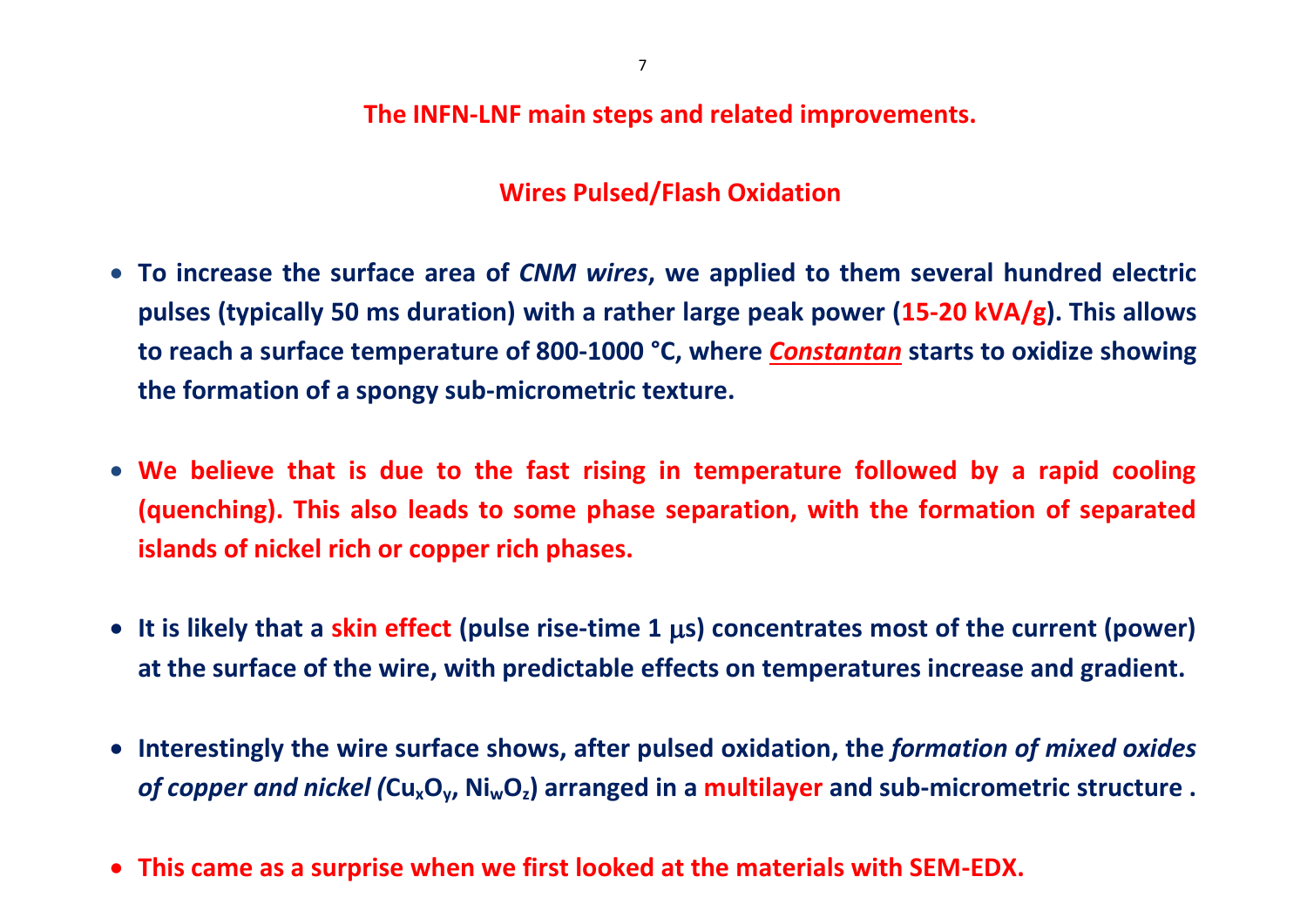## The INFN-LNF main steps and related improvements.

### Wires Pulsed/Flash Oxidation

- **To increase the surface area of *CNM wires*, we applied to them several hundred electric pulses (typically 50 ms duration) with a rather large peak power (15-20 kVA/g). This allows to reach a surface temperature of 800-1000 °C, where *Constantan* starts to oxidize showing the formation of a spongy sub-micrometric texture.**

- **We believe that is due to the fast rising in temperature followed by a rapid cooling (quenching). This also leads to some phase separation, with the formation of separated islands of nickel rich or copper rich phases.**

- **It is likely that a skin effect (pulse rise-time 1 μs) concentrates most of the current (power) at the surface of the wire, with predictable effects on temperatures increase and gradient.**

- **Interestingly the wire surface shows, after pulsed oxidation, the *formation of mixed oxides of copper and nickel (*$Cu_xO_y$, $Ni_wO_z$) arranged in a multilayer and sub-micrometric structure .**

- **This came as a surprise when we first looked at the materials with SEM-EDX.**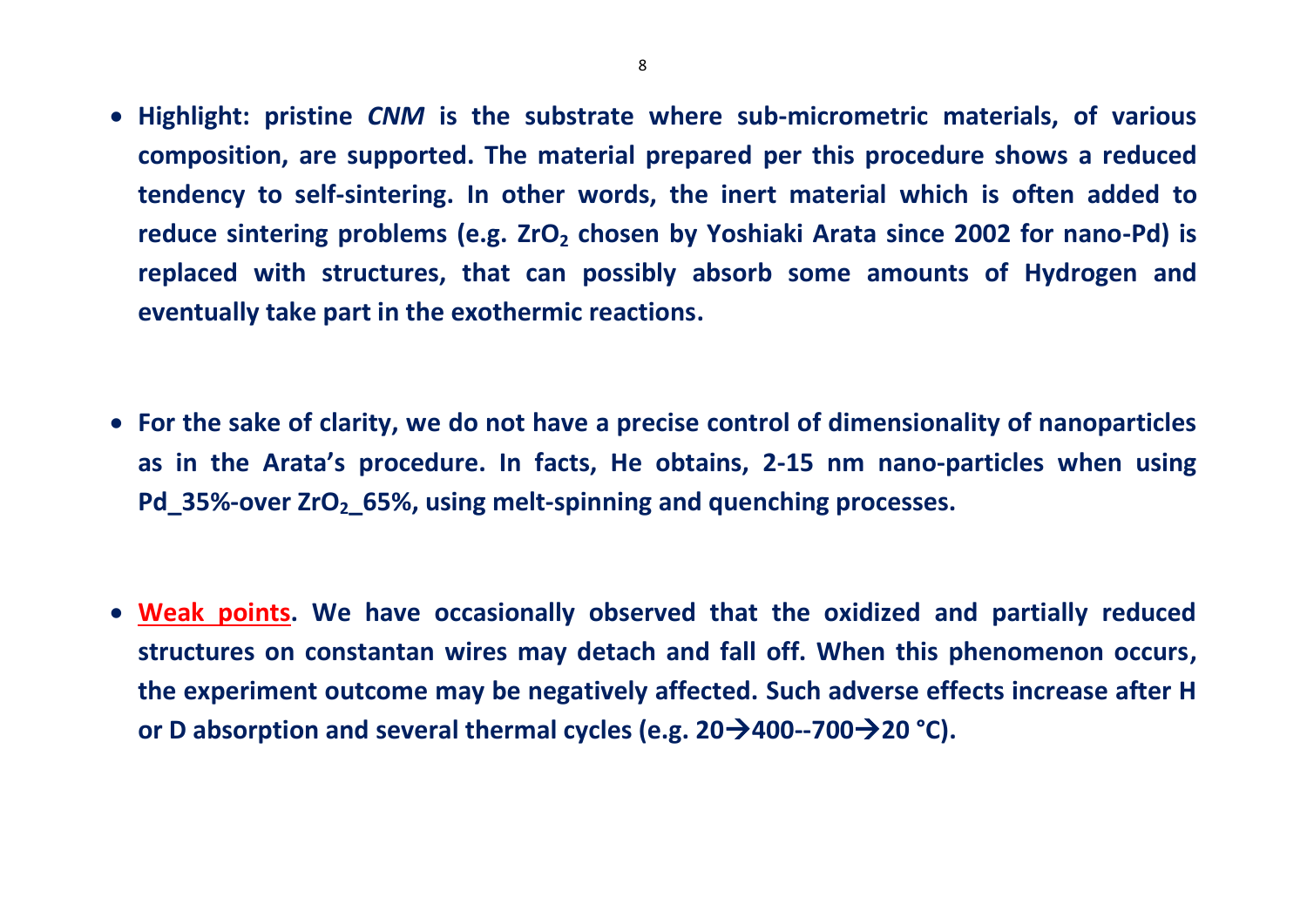- **Highlight: pristine *CNM* is the substrate where sub-micrometric materials, of various composition, are supported. The material prepared per this procedure shows a reduced tendency to self-sintering. In other words, the inert material which is often added to reduce sintering problems (e.g. $ZrO_2$ chosen by Yoshiaki Arata since 2002 for nano-Pd) is replaced with structures, that can possibly absorb some amounts of Hydrogen and eventually take part in the exothermic reactions.**

- **For the sake of clarity, we do not have a precise control of dimensionality of nanoparticles as in the Arata's procedure. In facts, He obtains, 2-15 nm nano-particles when using Pd_35%-over $ZrO_2$_65%, using melt-spinning and quenching processes.**

- **Weak points. We have occasionally observed that the oxidized and partially reduced structures on constantan wires may detach and fall off. When this phenomenon occurs, the experiment outcome may be negatively affected. Such adverse effects increase after H or D absorption and several thermal cycles (e.g. 20→400--700→20 °C).**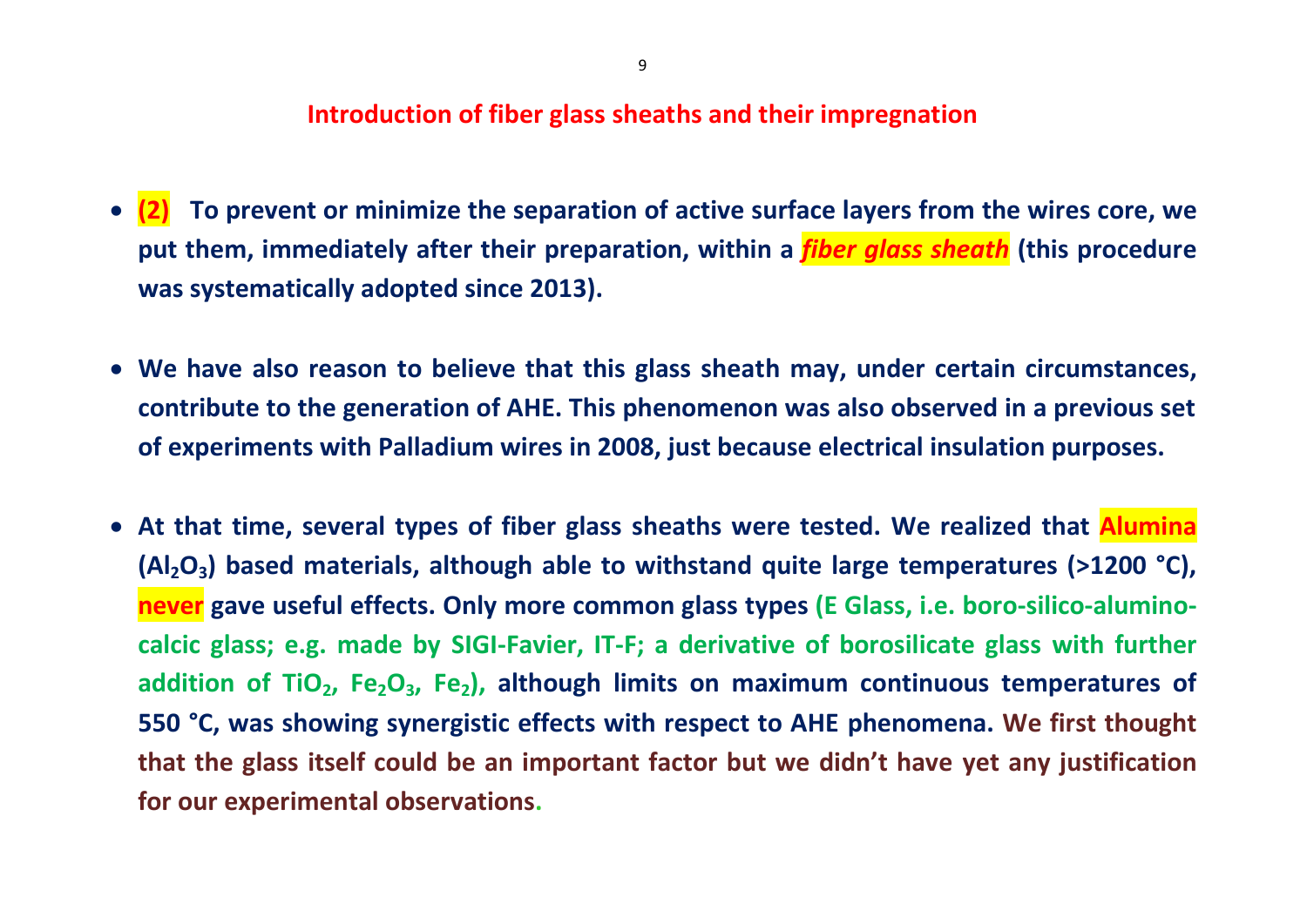## Introduction of fiber glass sheaths and their impregnation

- **(2)** **To prevent or minimize the separation of active surface layers from the wires core, we put them, immediately after their preparation, within a *fiber glass sheath* (this procedure was systematically adopted since 2013).**

- **We have also reason to believe that this glass sheath may, under certain circumstances, contribute to the generation of AHE. This phenomenon was also observed in a previous set of experiments with Palladium wires in 2008, just because electrical insulation purposes.**

- **At that time, several types of fiber glass sheaths were tested. We realized that Alumina ($Al_2O_3$) based materials, although able to withstand quite large temperatures (>1200 °C), never gave useful effects. Only more common glass types (E Glass, i.e. boro-silico-alumino-calcic glass; e.g. made by SIGI-Favier, IT-F; a derivative of borosilicate glass with further addition of $TiO_2$, $Fe_2O_3$, $Fe_2$), although limits on maximum continuous temperatures of 550 °C, was showing synergistic effects with respect to AHE phenomena. We first thought that the glass itself could be an important factor but we didn't have yet any justification for our experimental observations.**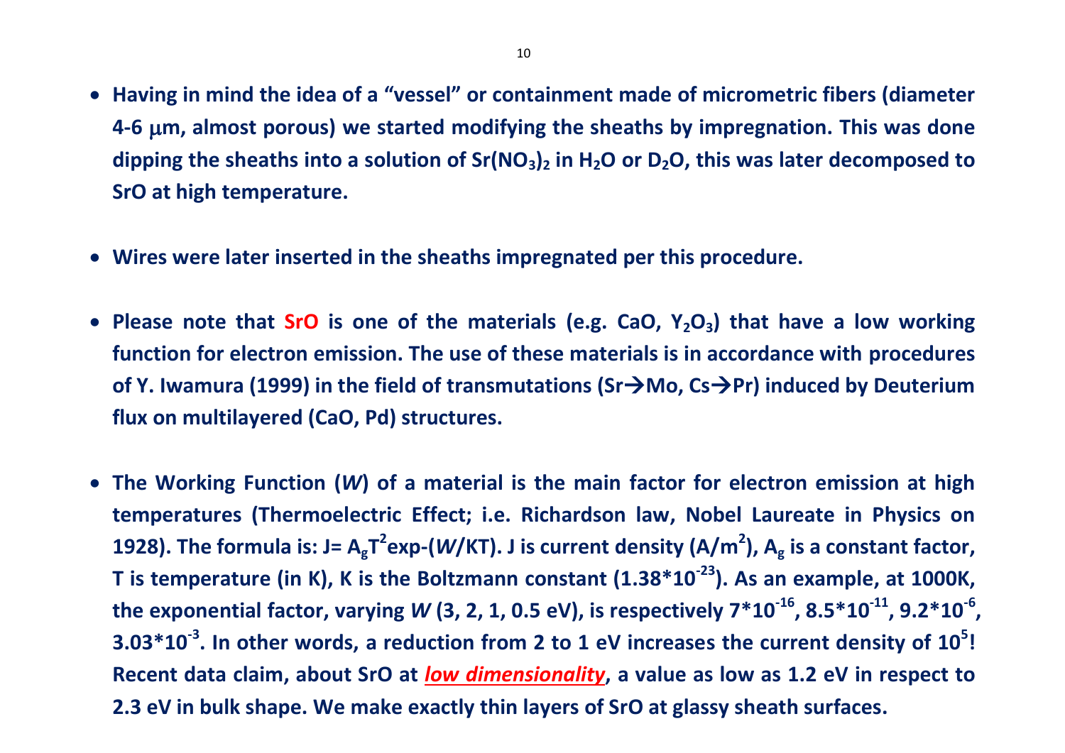- **Having in mind the idea of a "vessel" or containment made of micrometric fibers (diameter 4-6 μm, almost porous) we started modifying the sheaths by impregnation. This was done dipping the sheaths into a solution of $Sr(NO_3)_2$ in $H_2O$ or $D_2O$, this was later decomposed to SrO at high temperature.**

- **Wires were later inserted in the sheaths impregnated per this procedure.**

- **Please note that SrO is one of the materials (e.g. CaO, $Y_2O_3$) that have a low working function for electron emission. The use of these materials is in accordance with procedures of Y. Iwamura (1999) in the field of transmutations (Sr→Mo, Cs→Pr) induced by Deuterium flux on multilayered (CaO, Pd) structures.**

- **The Working Function (*W*) of a material is the main factor for electron emission at high temperatures (Thermoelectric Effect; i.e. Richardson law, Nobel Laureate in Physics on 1928). The formula is: $J = A_g T^2 \exp(-W/KT)$. J is current density ($A/m^2$), $A_g$ is a constant factor, T is temperature (in K), K is the Boltzmann constant ($1.38 \cdot 10^{-23}$). As an example, at 1000K, the exponential factor, varying *W* (3, 2, 1, 0.5 eV), is respectively $7 \cdot 10^{-16}$, $8.5 \cdot 10^{-11}$, $9.2 \cdot 10^{-6}$, $3.03 \cdot 10^{-3}$. In other words, a reduction from 2 to 1 eV increases the current density of $10^5$! Recent data claim, about SrO at *low dimensionality*, a value as low as 1.2 eV in respect to 2.3 eV in bulk shape. We make exactly thin layers of SrO at glassy sheath surfaces.**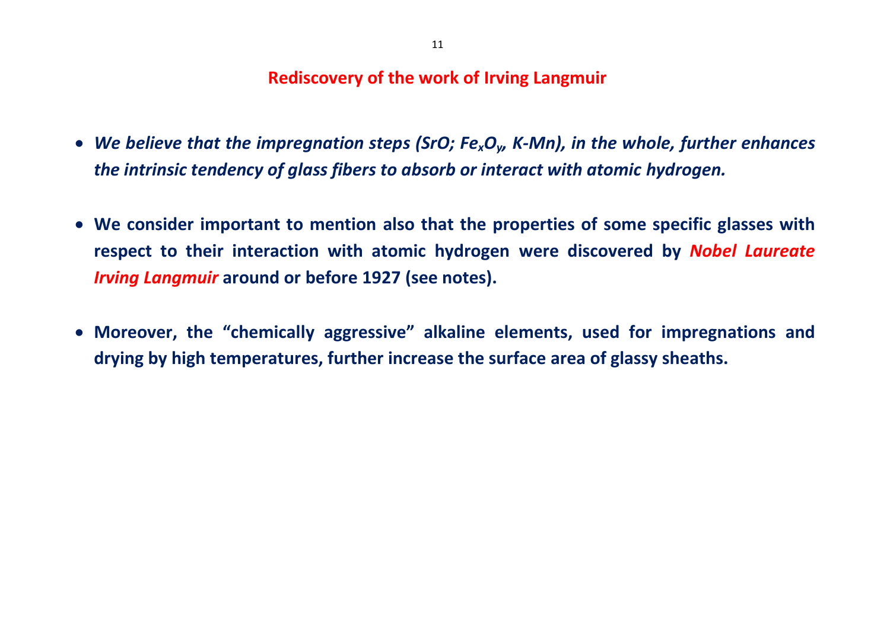## Rediscovery of the work of Irving Langmuir

- ***We believe that the impregnation steps (SrO; $Fe_xO_y$, K-Mn), in the whole, further enhances the intrinsic tendency of glass fibers to absorb or interact with atomic hydrogen.***

- **We consider important to mention also that the properties of some specific glasses with respect to their interaction with atomic hydrogen were discovered by *Nobel Laureate Irving Langmuir* around or before 1927 (see notes).**

- **Moreover, the "chemically aggressive" alkaline elements, used for impregnations and drying by high temperatures, further increase the surface area of glassy sheaths.**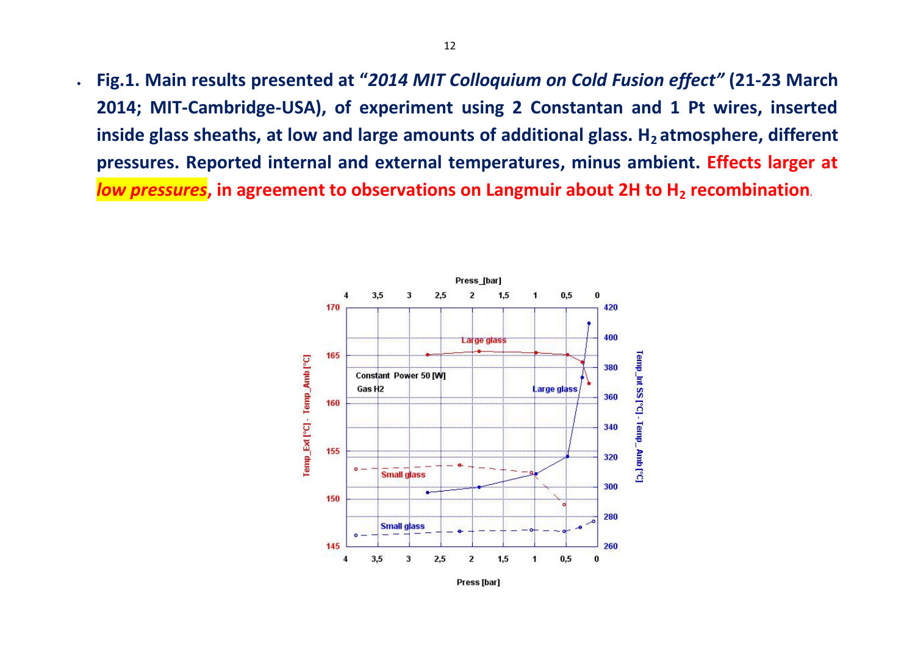- **Fig.1. Main results presented at "*2014 MIT Colloquium on Cold Fusion effect*" (21-23 March 2014; MIT-Cambridge-USA), of experiment using 2 Constantan and 1 Pt wires, inserted inside glass sheaths, at low and large amounts of additional glass. $H_2$ atmosphere, different pressures. Reported internal and external temperatures, minus ambient. Effects larger at *low pressures*, in agreement to observations on Langmuir about 2H to $H_2$ recombination.**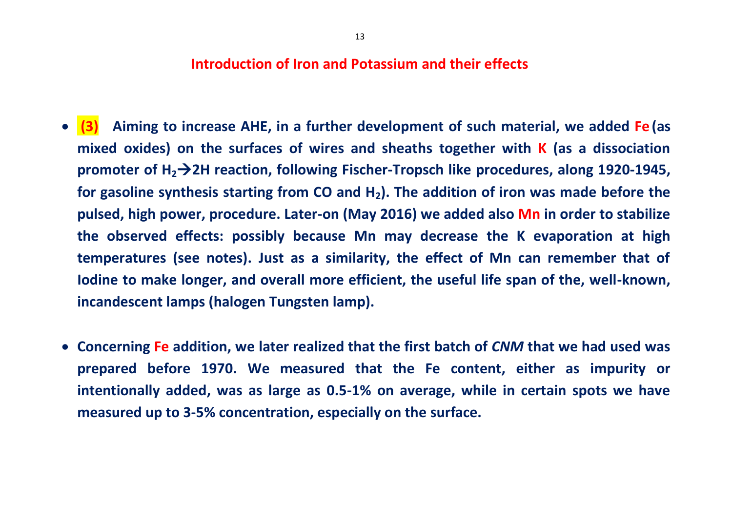## Introduction of Iron and Potassium and their effects

- **(3) Aiming to increase AHE, in a further development of such material, we added Fe (as mixed oxides) on the surfaces of wires and sheaths together with K (as a dissociation promoter of $H_2 \rightarrow 2H$ reaction, following Fischer-Tropsch like procedures, along 1920-1945, for gasoline synthesis starting from CO and $H_2$). The addition of iron was made before the pulsed, high power, procedure. Later-on (May 2016) we added also Mn in order to stabilize the observed effects: possibly because Mn may decrease the K evaporation at high temperatures (see notes). Just as a similarity, the effect of Mn can remember that of Iodine to make longer, and overall more efficient, the useful life span of the, well-known, incandescent lamps (halogen Tungsten lamp).**

- **Concerning Fe addition, we later realized that the first batch of *CNM* that we had used was prepared before 1970. We measured that the Fe content, either as impurity or intentionally added, was as large as 0.5-1% on average, while in certain spots we have measured up to 3-5% concentration, especially on the surface.**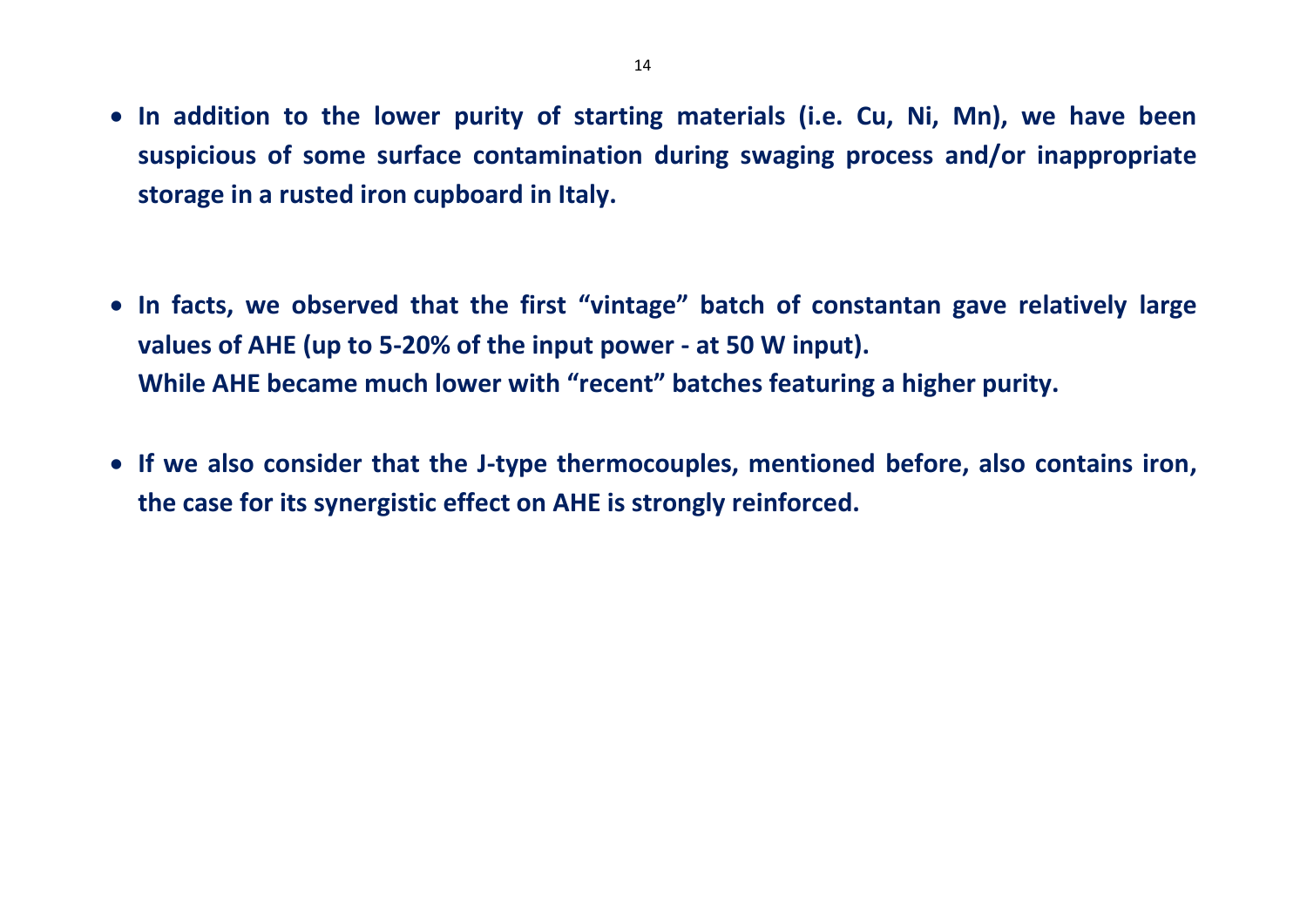- **In addition to the lower purity of starting materials (i.e. Cu, Ni, Mn), we have been suspicious of some surface contamination during swaging process and/or inappropriate storage in a rusted iron cupboard in Italy.**

- **In facts, we observed that the first "vintage" batch of constantan gave relatively large values of AHE (up to 5-20% of the input power - at 50 W input).**
  **While AHE became much lower with "recent" batches featuring a higher purity.**

- **If we also consider that the J-type thermocouples, mentioned before, also contains iron, the case for its synergistic effect on AHE is strongly reinforced.**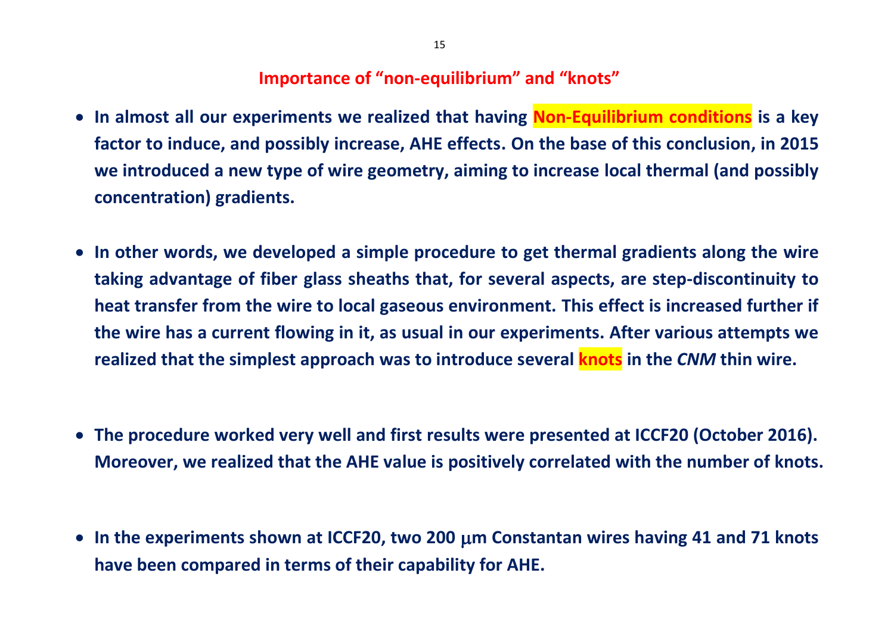## Importance of "non-equilibrium" and "knots"

- **In almost all our experiments we realized that having Non-Equilibrium conditions is a key factor to induce, and possibly increase, AHE effects. On the base of this conclusion, in 2015 we introduced a new type of wire geometry, aiming to increase local thermal (and possibly concentration) gradients.**

- **In other words, we developed a simple procedure to get thermal gradients along the wire taking advantage of fiber glass sheaths that, for several aspects, are step-discontinuity to heat transfer from the wire to local gaseous environment. This effect is increased further if the wire has a current flowing in it, as usual in our experiments. After various attempts we realized that the simplest approach was to introduce several knots in the *CNM* thin wire.**

- **The procedure worked very well and first results were presented at ICCF20 (October 2016). Moreover, we realized that the AHE value is positively correlated with the number of knots.**

- **In the experiments shown at ICCF20, two 200 μm Constantan wires having 41 and 71 knots have been compared in terms of their capability for AHE.**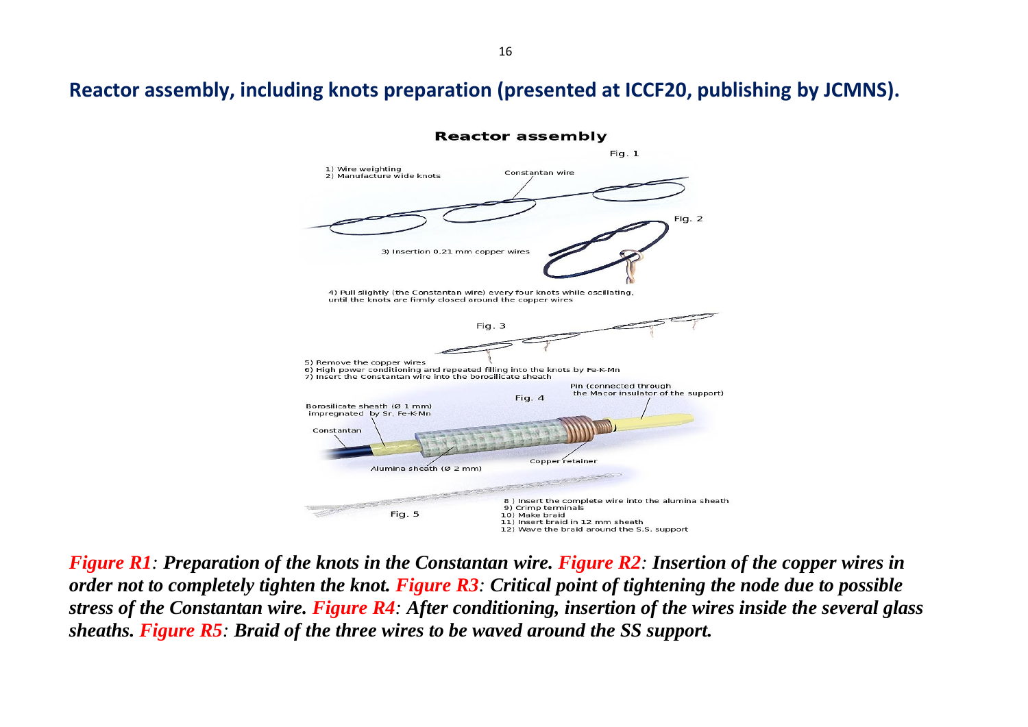## Reactor assembly, including knots preparation (presented at ICCF20, publishing by JCMNS).

**Reactor assembly**

Fig. 1

1) Wire weighting
2) Manufacture wide knots

Constantan wire

Fig. 2

3) Insertion 0.21 mm copper wires

4) Pull slightly (the Constantan wire) every four knots while oscillating, until the knots are firmly closed around the copper wires

Fig. 3

5) Remove the copper wires
6) High power conditioning and repeated filling into the knots by Fe-K-Mn
7) Insert the Constantan wire into the borosilicate sheath

Fig. 4

Pin (connected through the Macor insulator of the support)

Borosilicate sheath (Ø 1 mm) impregnated by Sr, Fe-K-Mn

Constantan

Copper retainer

Alumina sheath (Ø 2 mm)

Fig. 5

8) Insert the complete wire into the alumina sheath
9) Crimp terminals
10) Make braid
11) Insert braid in 12 mm sheath
12) Wave the braid around the S.S. support

***Figure R1**: Preparation of the knots in the Constantan wire. **Figure R2**: Insertion of the copper wires in order not to completely tighten the knot. **Figure R3**: Critical point of tightening the node due to possible stress of the Constantan wire. **Figure R4**: After conditioning, insertion of the wires inside the several glass sheaths. **Figure R5**: Braid of the three wires to be waved around the SS support.*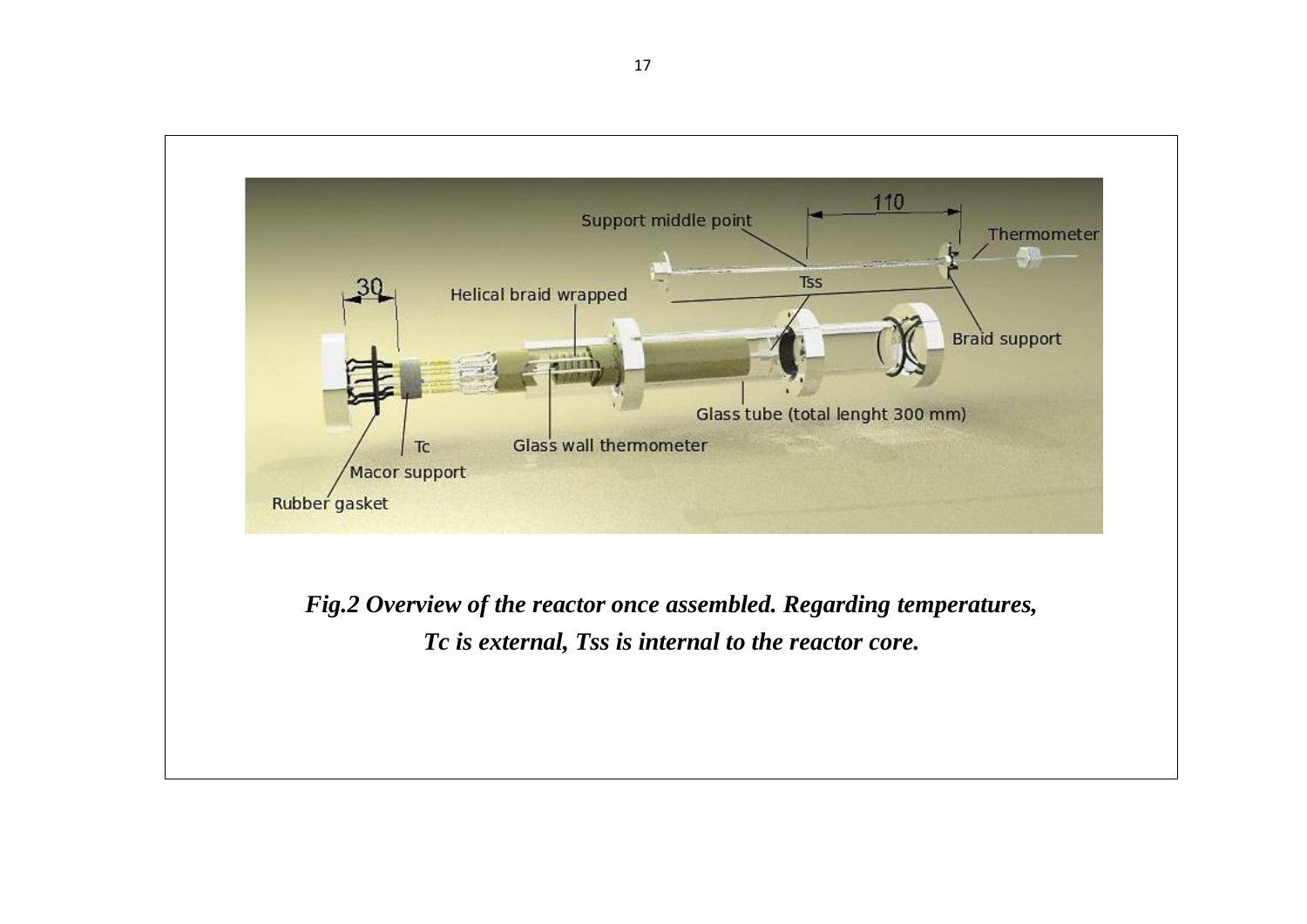*__Fig.2 Overview of the reactor once assembled. Regarding temperatures, Tc is external, Tss is internal to the reactor core.__*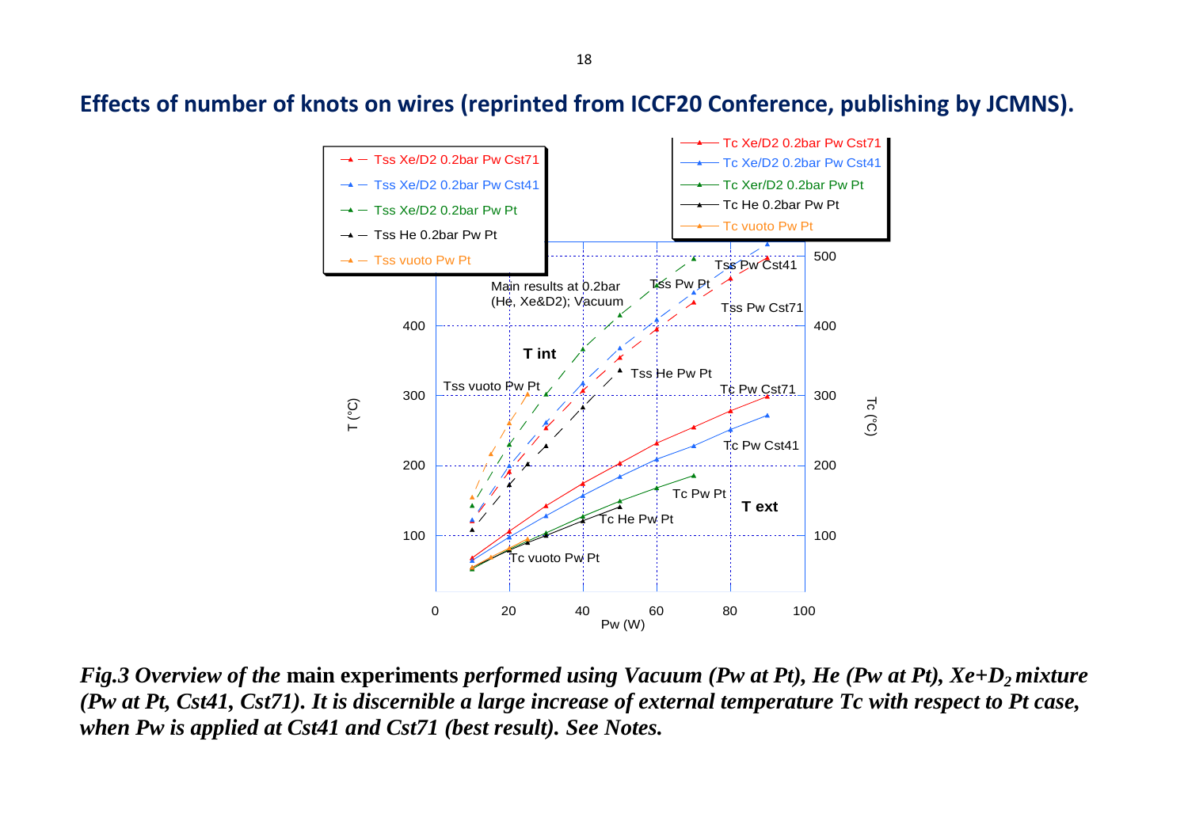## Effects of number of knots on wires (reprinted from ICCF20 Conference, publishing by JCMNS).

*Fig.3 Overview of the* **main experiments** *performed using Vacuum (Pw at Pt), He (Pw at Pt), Xe+$D_2$ mixture (Pw at Pt, Cst41, Cst71). It is discernible a large increase of external temperature Tc with respect to Pt case, when Pw is applied at Cst41 and Cst71 (best result). See Notes.*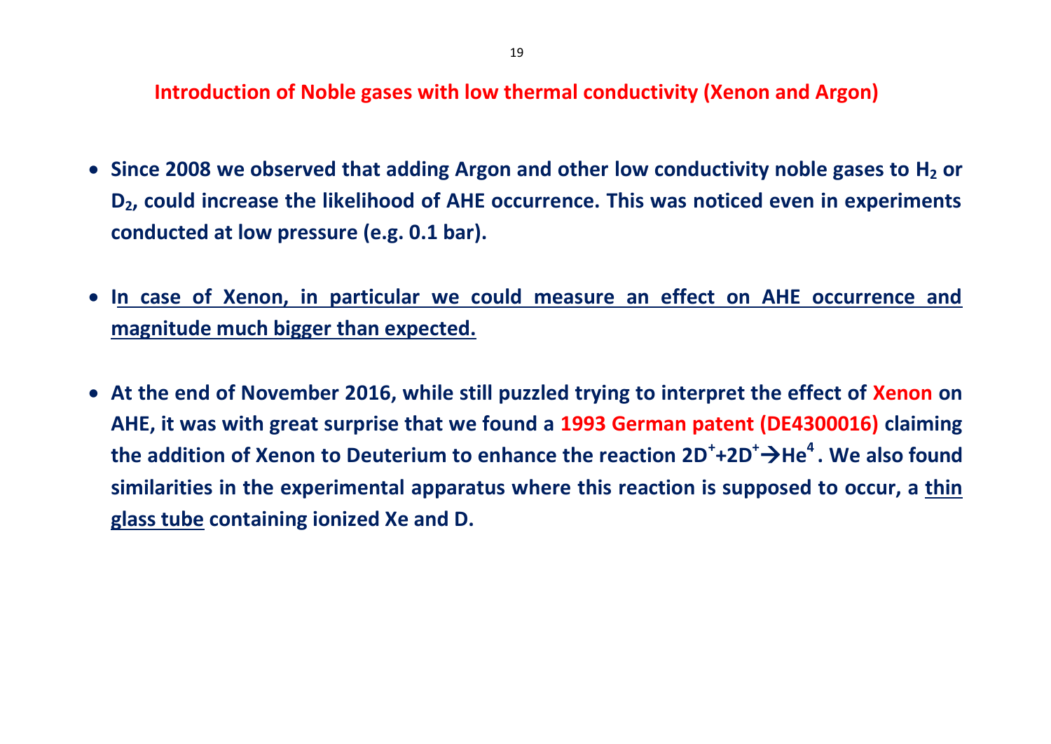## Introduction of Noble gases with low thermal conductivity (Xenon and Argon)

- **Since 2008 we observed that adding Argon and other low conductivity noble gases to $H_2$ or $D_2$, could increase the likelihood of AHE occurrence. This was noticed even in experiments conducted at low pressure (e.g. 0.1 bar).**

- **In case of Xenon, in particular we could measure an effect on AHE occurrence and magnitude much bigger than expected.**

- **At the end of November 2016, while still puzzled trying to interpret the effect of Xenon on AHE, it was with great surprise that we found a 1993 German patent (DE4300016) claiming the addition of Xenon to Deuterium to enhance the reaction $2D^+ + 2D^+ \rightarrow He^4$. We also found similarities in the experimental apparatus where this reaction is supposed to occur, a thin glass tube containing ionized Xe and D.**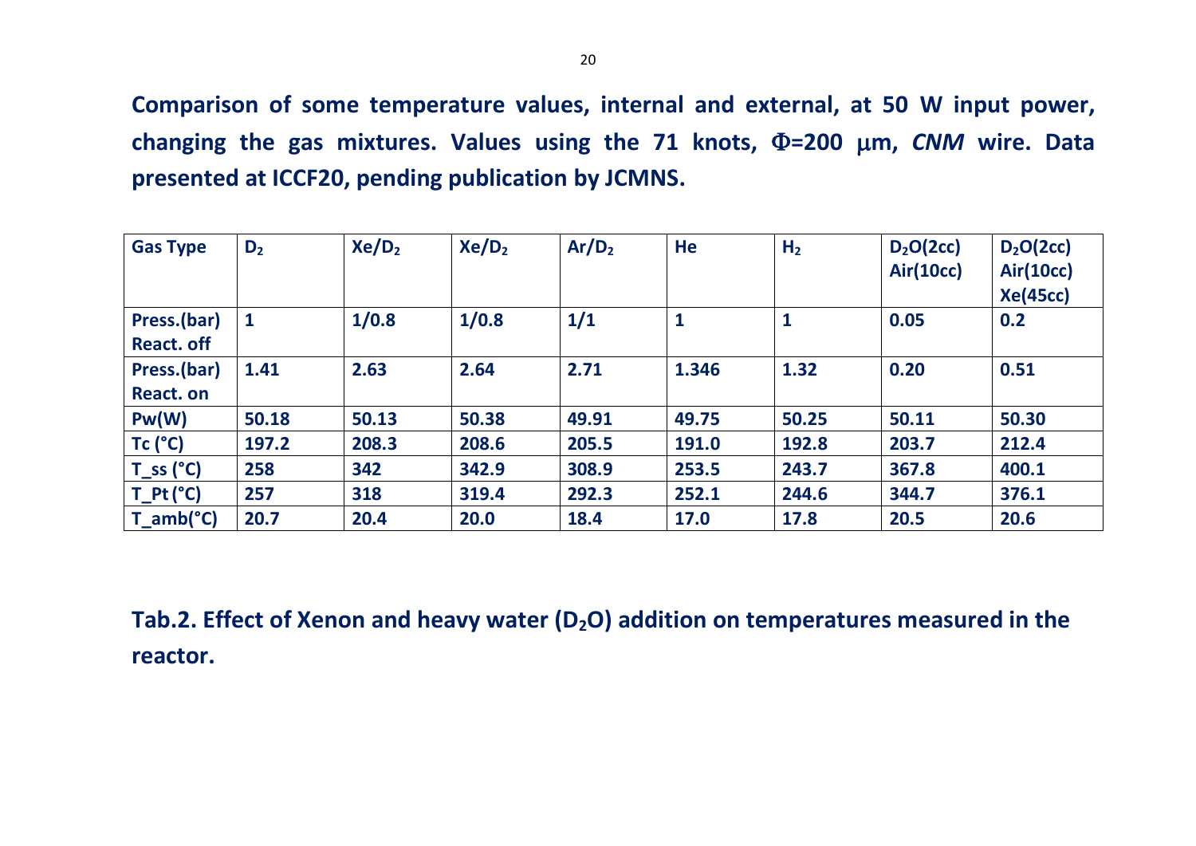**Comparison of some temperature values, internal and external, at 50 W input power, changing the gas mixtures. Values using the 71 knots, $\Phi$=200 $\mu$m, *CNM* wire. Data presented at ICCF20, pending publication by JCMNS.**

| **Gas Type** | **$D_2$** | **Xe/$D_2$** | **Xe/$D_2$** | **Ar/$D_2$** | **He** | **$H_2$** | **$D_2O$(2cc) Air(10cc)** | **$D_2O$(2cc) Air(10cc) Xe(45cc)** |
|---|---|---|---|---|---|---|---|---|
| **Press.(bar) React. off** | **1** | **1/0.8** | **1/0.8** | **1/1** | **1** | **1** | **0.05** | **0.2** |
| **Press.(bar) React. on** | **1.41** | **2.63** | **2.64** | **2.71** | **1.346** | **1.32** | **0.20** | **0.51** |
| **Pw(W)** | **50.18** | **50.13** | **50.38** | **49.91** | **49.75** | **50.25** | **50.11** | **50.30** |
| **Tc (°C)** | **197.2** | **208.3** | **208.6** | **205.5** | **191.0** | **192.8** | **203.7** | **212.4** |
| **T_ss (°C)** | **258** | **342** | **342.9** | **308.9** | **253.5** | **243.7** | **367.8** | **400.1** |
| **T_Pt (°C)** | **257** | **318** | **319.4** | **292.3** | **252.1** | **244.6** | **344.7** | **376.1** |
| **T_amb(°C)** | **20.7** | **20.4** | **20.0** | **18.4** | **17.0** | **17.8** | **20.5** | **20.6** |

**Tab.2. Effect of Xenon and heavy water ($D_2O$) addition on temperatures measured in the reactor.**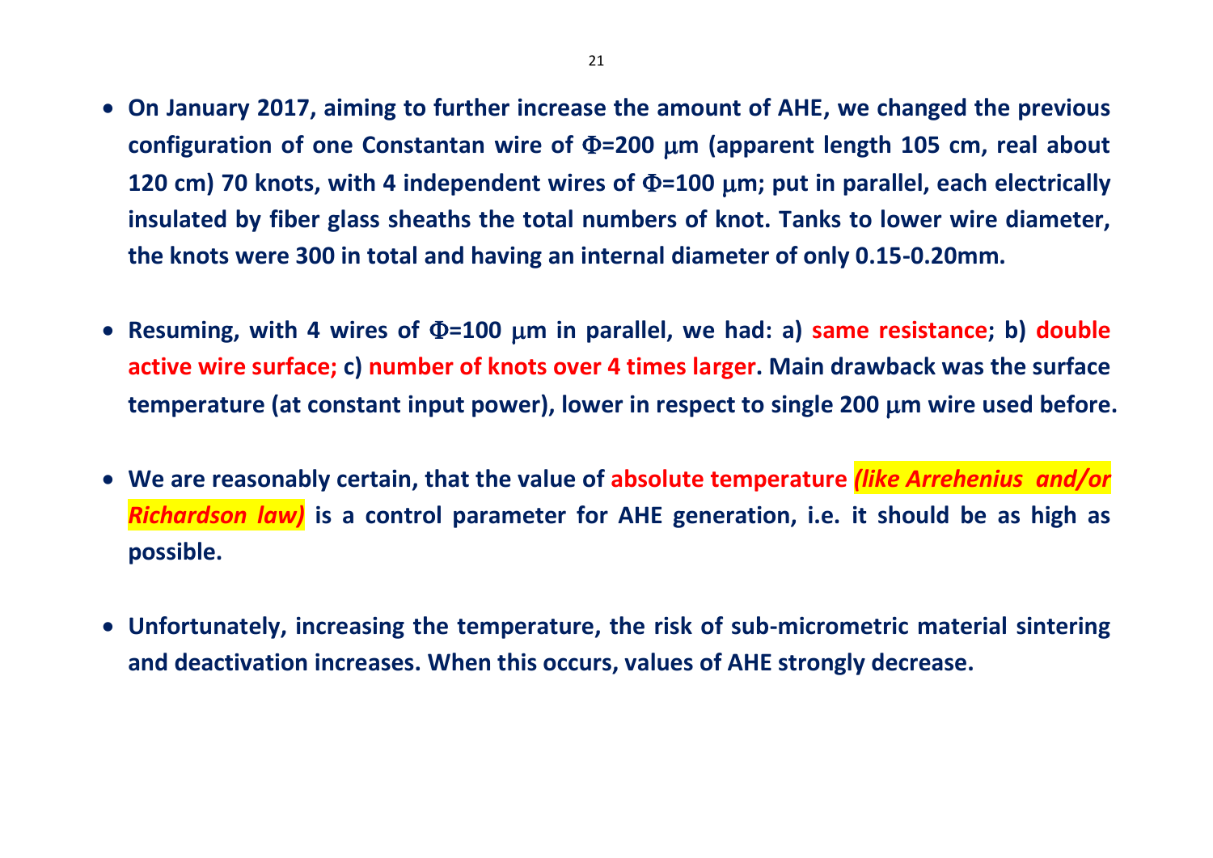- **On January 2017, aiming to further increase the amount of AHE, we changed the previous configuration of one Constantan wire of $\Phi$=200 $\mu$m (apparent length 105 cm, real about 120 cm) 70 knots, with 4 independent wires of $\Phi$=100 $\mu$m; put in parallel, each electrically insulated by fiber glass sheaths the total numbers of knot. Tanks to lower wire diameter, the knots were 300 in total and having an internal diameter of only 0.15-0.20mm.**

- **Resuming, with 4 wires of $\Phi$=100 $\mu$m in parallel, we had: a) same resistance; b) double active wire surface; c) number of knots over 4 times larger. Main drawback was the surface temperature (at constant input power), lower in respect to single 200 $\mu$m wire used before.**

- **We are reasonably certain, that the value of absolute temperature *(like Arrehenius and/or Richardson law)* is a control parameter for AHE generation, i.e. it should be as high as possible.**

- **Unfortunately, increasing the temperature, the risk of sub-micrometric material sintering and deactivation increases. When this occurs, values of AHE strongly decrease.**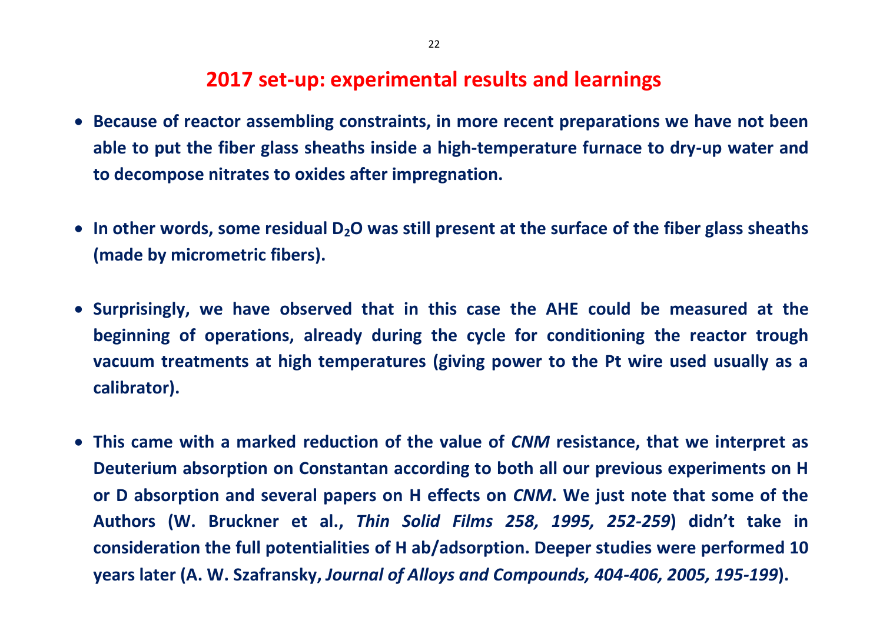# 2017 set-up: experimental results and learnings

- **Because of reactor assembling constraints, in more recent preparations we have not been able to put the fiber glass sheaths inside a high-temperature furnace to dry-up water and to decompose nitrates to oxides after impregnation.**

- **In other words, some residual $D_2O$ was still present at the surface of the fiber glass sheaths (made by micrometric fibers).**

- **Surprisingly, we have observed that in this case the AHE could be measured at the beginning of operations, already during the cycle for conditioning the reactor trough vacuum treatments at high temperatures (giving power to the Pt wire used usually as a calibrator).**

- **This came with a marked reduction of the value of *CNM* resistance, that we interpret as Deuterium absorption on Constantan according to both all our previous experiments on H or D absorption and several papers on H effects on *CNM*. We just note that some of the Authors (W. Bruckner et al., *Thin Solid Films 258, 1995, 252-259*) didn't take in consideration the full potentialities of H ab/adsorption. Deeper studies were performed 10 years later (A. W. Szafransky, *Journal of Alloys and Compounds, 404-406, 2005, 195-199*).**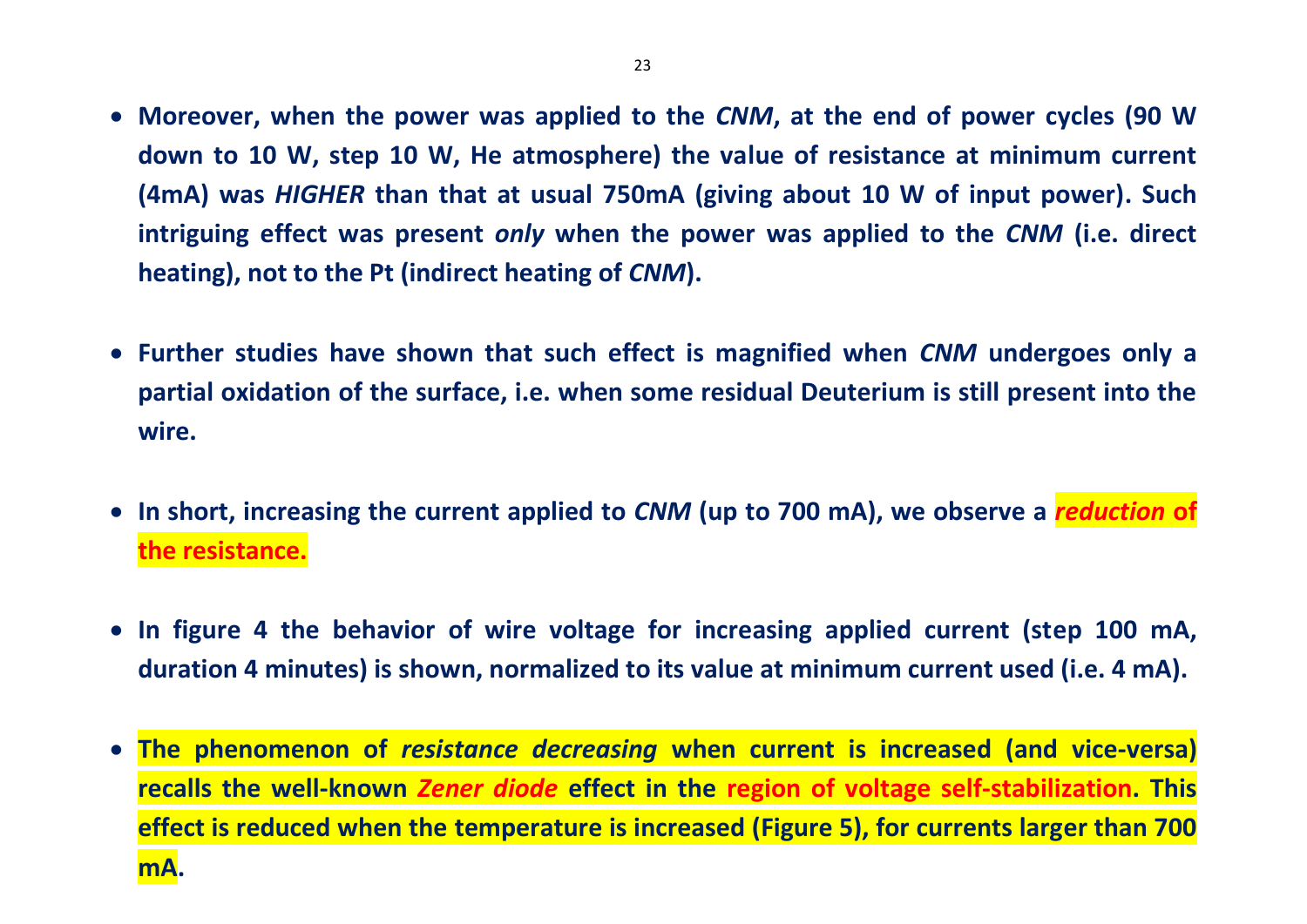- **Moreover, when the power was applied to the *CNM*, at the end of power cycles (90 W down to 10 W, step 10 W, He atmosphere) the value of resistance at minimum current (4mA) was *HIGHER* than that at usual 750mA (giving about 10 W of input power). Such intriguing effect was present *only* when the power was applied to the *CNM* (i.e. direct heating), not to the Pt (indirect heating of *CNM*).**

- **Further studies have shown that such effect is magnified when *CNM* undergoes only a partial oxidation of the surface, i.e. when some residual Deuterium is still present into the wire.**

- **In short, increasing the current applied to *CNM* (up to 700 mA), we observe a *reduction* of the resistance.**

- **In figure 4 the behavior of wire voltage for increasing applied current (step 100 mA, duration 4 minutes) is shown, normalized to its value at minimum current used (i.e. 4 mA).**

- **The phenomenon of *resistance decreasing* when current is increased (and vice-versa) recalls the well-known *Zener diode* effect in the region of voltage self-stabilization. This effect is reduced when the temperature is increased (Figure 5), for currents larger than 700 mA.**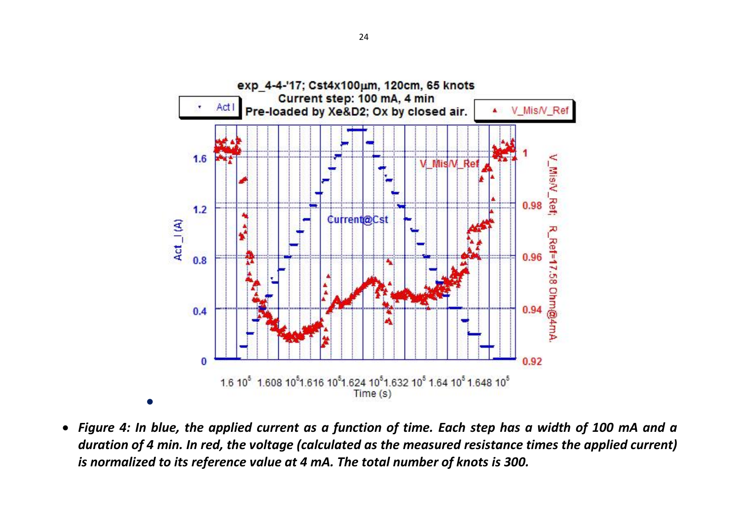- *Figure 4: In blue, the applied current as a function of time. Each step has a width of 100 mA and a duration of 4 min. In red, the voltage (calculated as the measured resistance times the applied current) is normalized to its reference value at 4 mA. The total number of knots is 300.*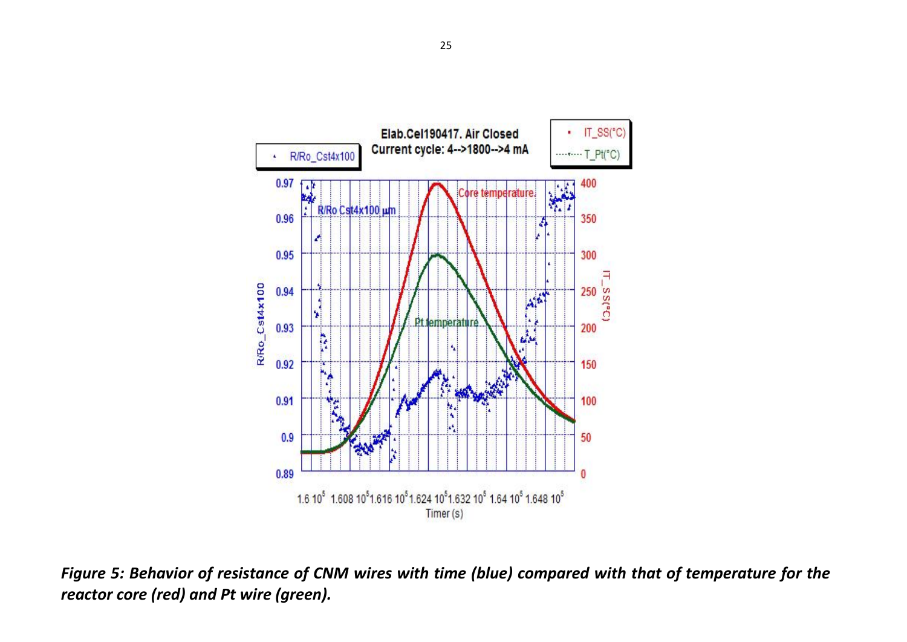*Figure 5: Behavior of resistance of CNM wires with time (blue) compared with that of temperature for the reactor core (red) and Pt wire (green).*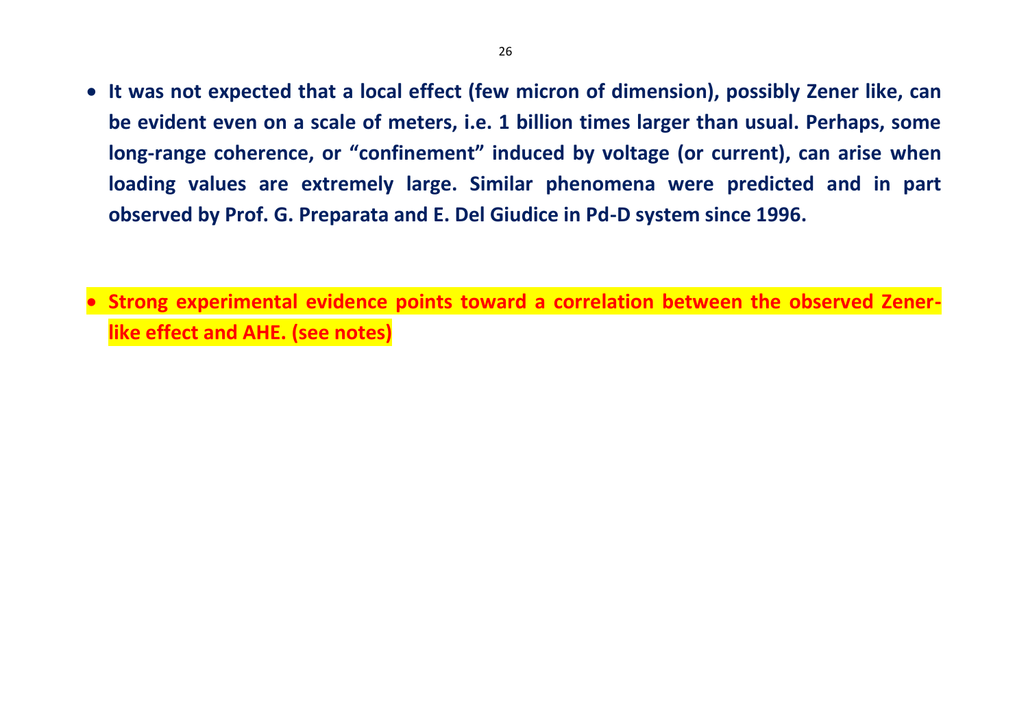- **It was not expected that a local effect (few micron of dimension), possibly Zener like, can be evident even on a scale of meters, i.e. 1 billion times larger than usual. Perhaps, some long-range coherence, or "confinement" induced by voltage (or current), can arise when loading values are extremely large. Similar phenomena were predicted and in part observed by Prof. G. Preparata and E. Del Giudice in Pd-D system since 1996.**

- **Strong experimental evidence points toward a correlation between the observed Zener-like effect and AHE. (see notes)**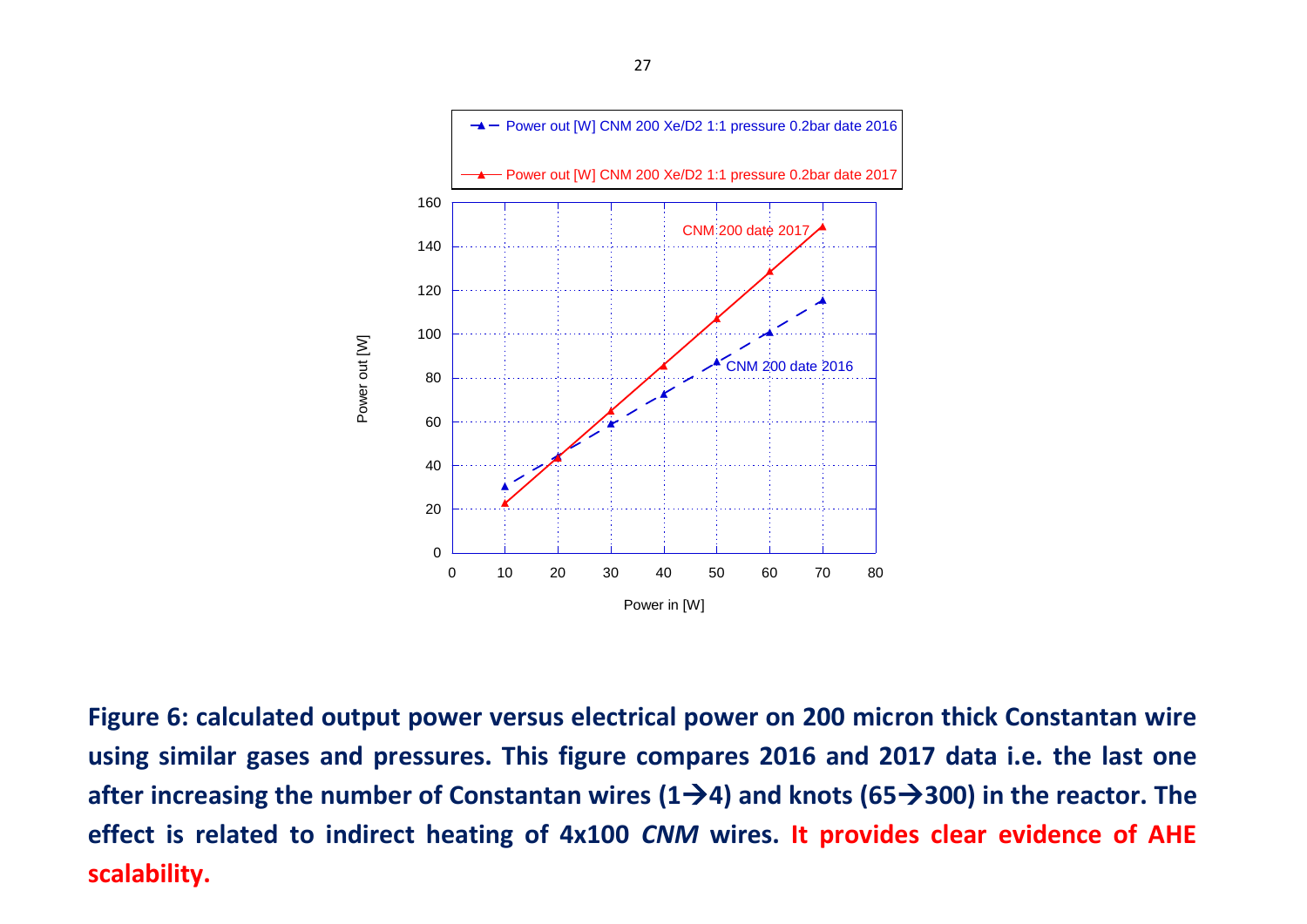**Figure 6: calculated output power versus electrical power on 200 micron thick Constantan wire using similar gases and pressures. This figure compares 2016 and 2017 data i.e. the last one after increasing the number of Constantan wires (1→4) and knots (65→300) in the reactor. The effect is related to indirect heating of 4x100 *CNM* wires. It provides clear evidence of AHE scalability.**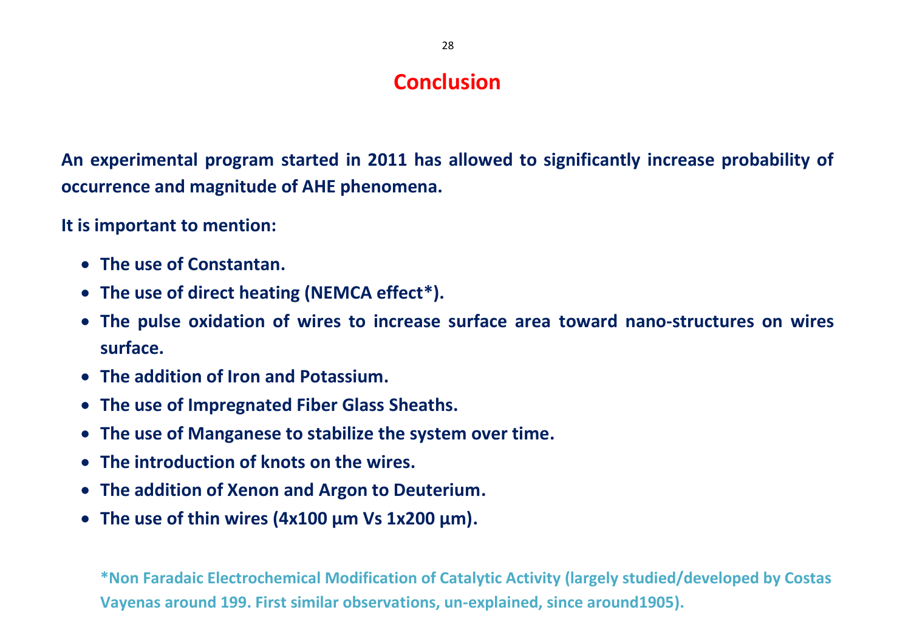# Conclusion

**An experimental program started in 2011 has allowed to significantly increase probability of occurrence and magnitude of AHE phenomena.**

**It is important to mention:**

- **The use of Constantan.**
- **The use of direct heating (NEMCA effect*).**
- **The pulse oxidation of wires to increase surface area toward nano-structures on wires surface.**
- **The addition of Iron and Potassium.**
- **The use of Impregnated Fiber Glass Sheaths.**
- **The use of Manganese to stabilize the system over time.**
- **The introduction of knots on the wires.**
- **The addition of Xenon and Argon to Deuterium.**
- **The use of thin wires (4x100 µm Vs 1x200 µm).**

**\*Non Faradaic Electrochemical Modification of Catalytic Activity (largely studied/developed by Costas Vayenas around 199. First similar observations, un-explained, since around1905).**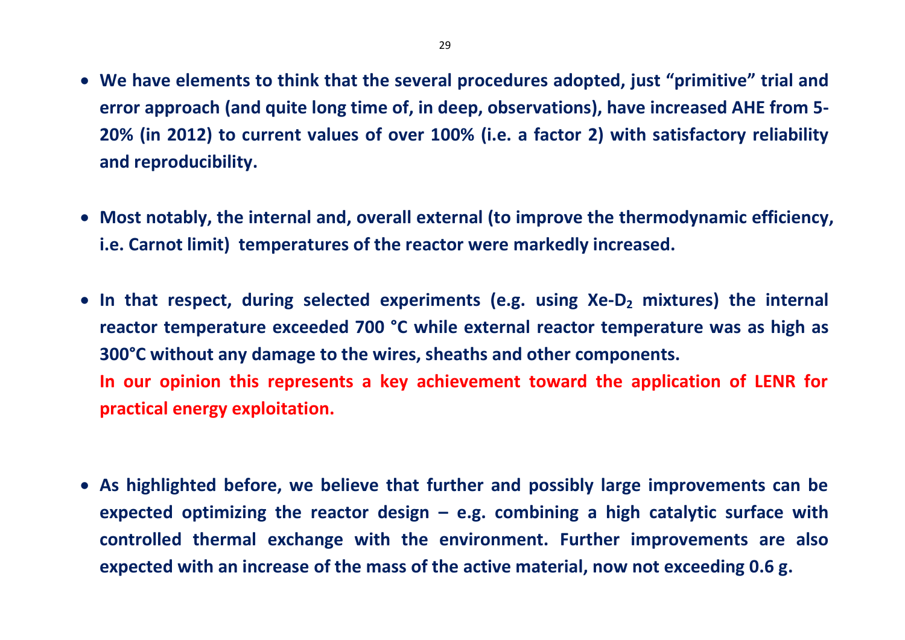- **We have elements to think that the several procedures adopted, just "primitive" trial and error approach (and quite long time of, in deep, observations), have increased AHE from 5-20% (in 2012) to current values of over 100% (i.e. a factor 2) with satisfactory reliability and reproducibility.**

- **Most notably, the internal and, overall external (to improve the thermodynamic efficiency, i.e. Carnot limit) temperatures of the reactor were markedly increased.**

- **In that respect, during selected experiments (e.g. using Xe-$D_2$ mixtures) the internal reactor temperature exceeded 700 °C while external reactor temperature was as high as 300°C without any damage to the wires, sheaths and other components.**
  **In our opinion this represents a key achievement toward the application of LENR for practical energy exploitation.**

- **As highlighted before, we believe that further and possibly large improvements can be expected optimizing the reactor design – e.g. combining a high catalytic surface with controlled thermal exchange with the environment. Further improvements are also expected with an increase of the mass of the active material, now not exceeding 0.6 g.**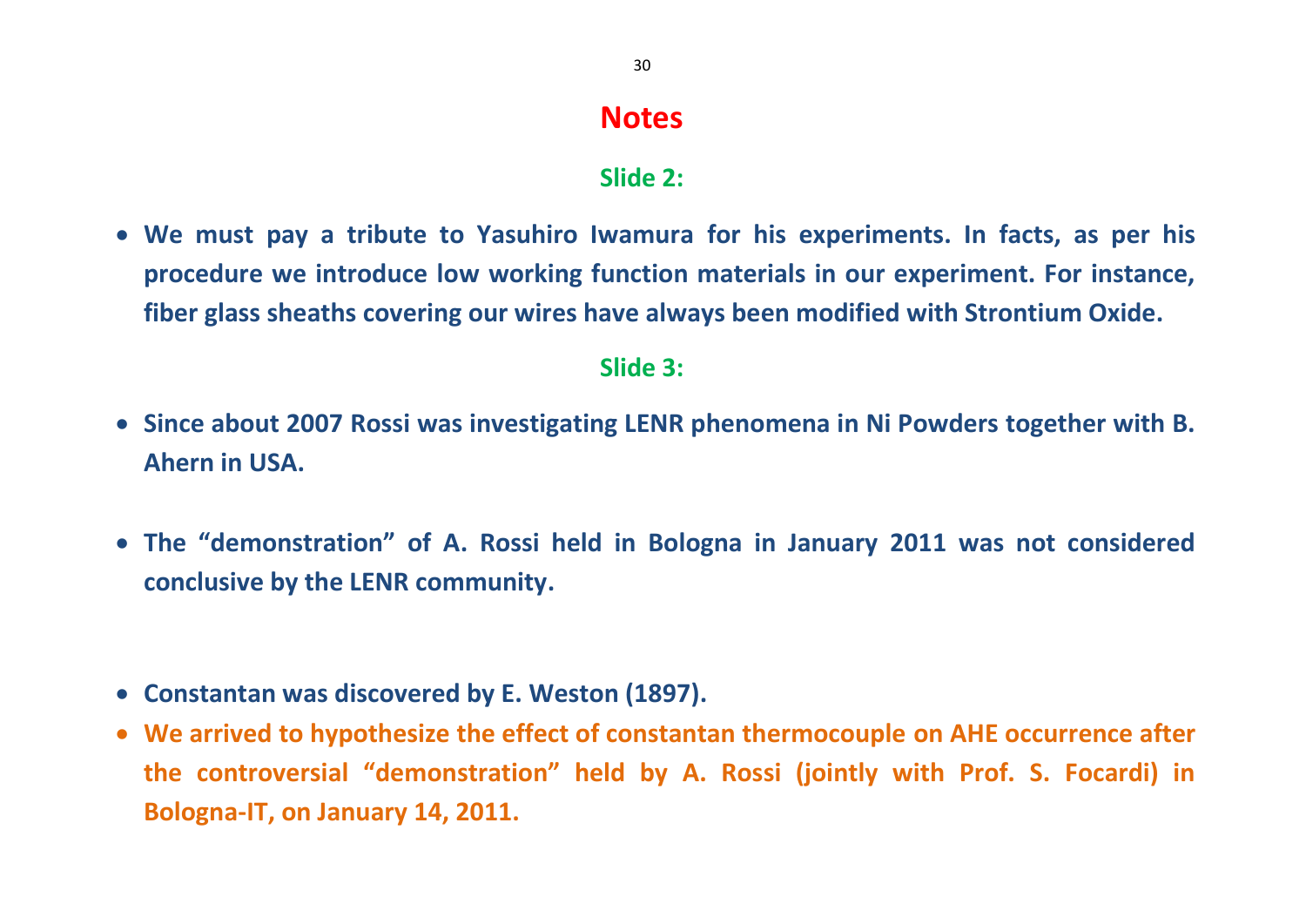# Notes

## Slide 2:

- **We must pay a tribute to Yasuhiro Iwamura for his experiments. In facts, as per his procedure we introduce low working function materials in our experiment. For instance, fiber glass sheaths covering our wires have always been modified with Strontium Oxide.**

## Slide 3:

- **Since about 2007 Rossi was investigating LENR phenomena in Ni Powders together with B. Ahern in USA.**

- **The "demonstration" of A. Rossi held in Bologna in January 2011 was not considered conclusive by the LENR community.**

- **Constantan was discovered by E. Weston (1897).**
- **We arrived to hypothesize the effect of constantan thermocouple on AHE occurrence after the controversial "demonstration" held by A. Rossi (jointly with Prof. S. Focardi) in Bologna-IT, on January 14, 2011.**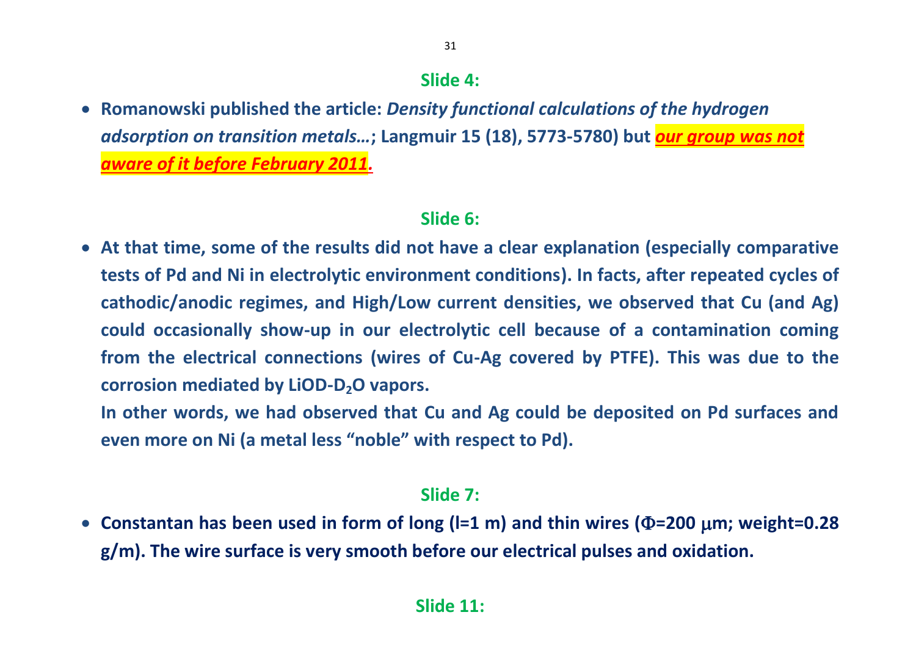## Slide 4:

- **Romanowski published the article:** ***Density functional calculations of the hydrogen adsorption on transition metals…*****; Langmuir 15 (18), 5773-5780) but** ***our group was not aware of it before February 2011.***

## Slide 6:

- **At that time, some of the results did not have a clear explanation (especially comparative tests of Pd and Ni in electrolytic environment conditions). In facts, after repeated cycles of cathodic/anodic regimes, and High/Low current densities, we observed that Cu (and Ag) could occasionally show-up in our electrolytic cell because of a contamination coming from the electrical connections (wires of Cu-Ag covered by PTFE). This was due to the corrosion mediated by LiOD-$D_2O$ vapors.**

  **In other words, we had observed that Cu and Ag could be deposited on Pd surfaces and even more on Ni (a metal less "noble" with respect to Pd).**

## Slide 7:

- **Constantan has been used in form of long (l=1 m) and thin wires ($\Phi$=200 $\mu$m; weight=0.28 g/m). The wire surface is very smooth before our electrical pulses and oxidation.**

## Slide 11: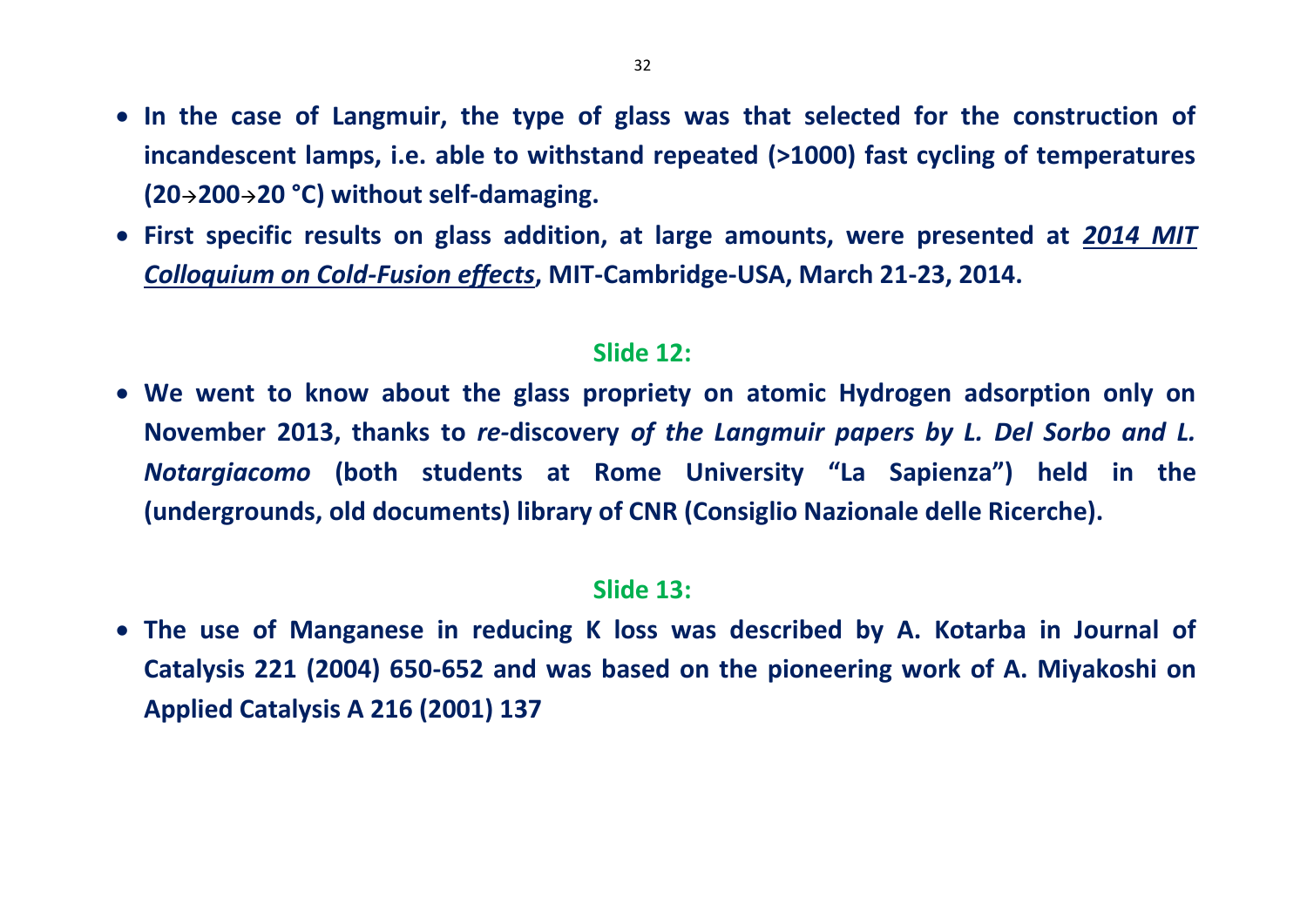- **In the case of Langmuir, the type of glass was that selected for the construction of incandescent lamps, i.e. able to withstand repeated (>1000) fast cycling of temperatures (20→200→20 °C) without self-damaging.**
- **First specific results on glass addition, at large amounts, were presented at *2014 MIT Colloquium on Cold-Fusion effects*, MIT-Cambridge-USA, March 21-23, 2014.**

## Slide 12:

- **We went to know about the glass propriety on atomic Hydrogen adsorption only on November 2013, thanks to *re*-discovery *of the Langmuir papers by L. Del Sorbo and L. Notargiacomo* (both students at Rome University "La Sapienza") held in the (undergrounds, old documents) library of CNR (Consiglio Nazionale delle Ricerche).**

## Slide 13:

- **The use of Manganese in reducing K loss was described by A. Kotarba in Journal of Catalysis 221 (2004) 650-652 and was based on the pioneering work of A. Miyakoshi on Applied Catalysis A 216 (2001) 137**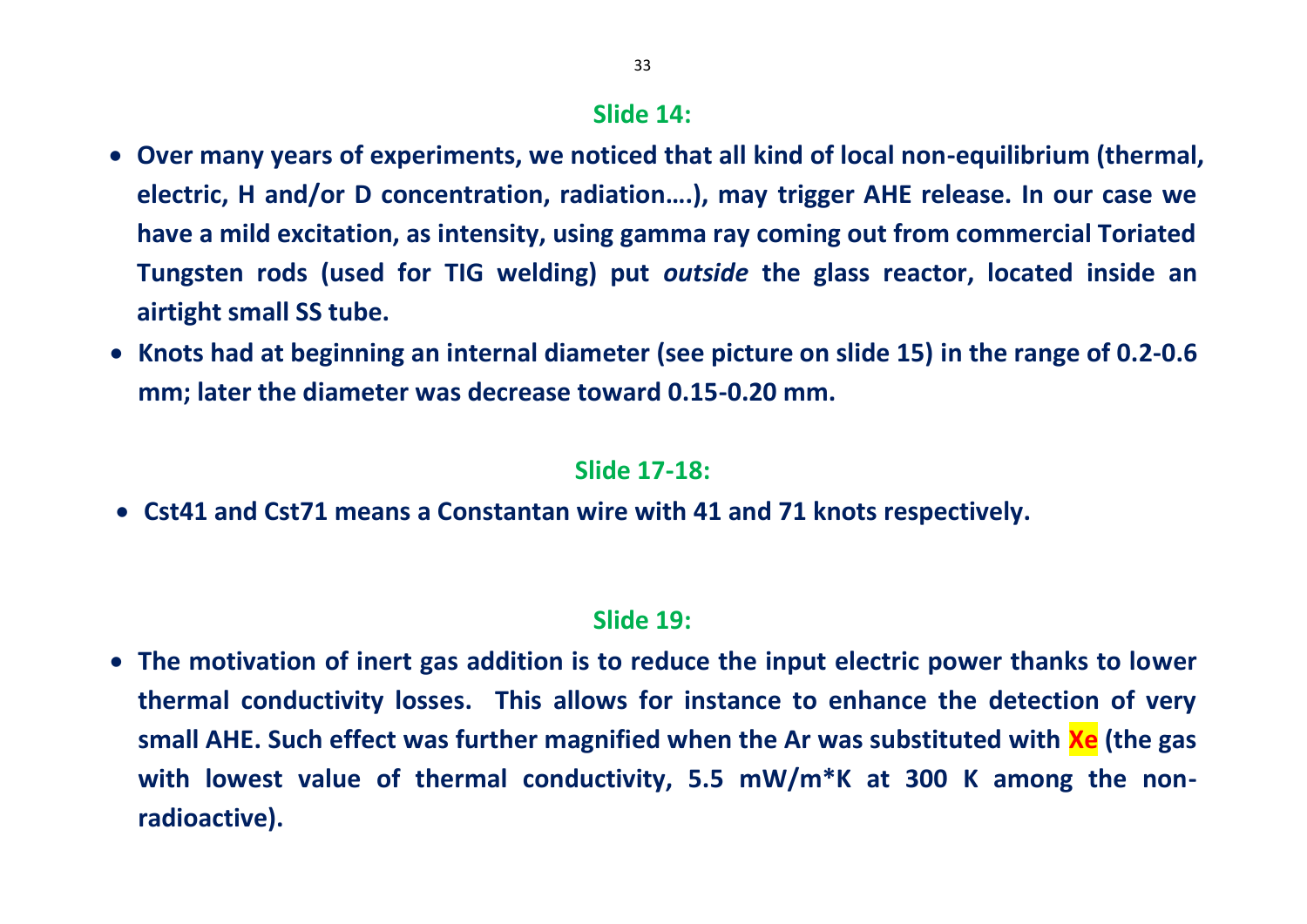## Slide 14:

- **Over many years of experiments, we noticed that all kind of local non-equilibrium (thermal, electric, H and/or D concentration, radiation….), may trigger AHE release. In our case we have a mild excitation, as intensity, using gamma ray coming out from commercial Toriated Tungsten rods (used for TIG welding) put *outside* the glass reactor, located inside an airtight small SS tube.**
- **Knots had at beginning an internal diameter (see picture on slide 15) in the range of 0.2-0.6 mm; later the diameter was decrease toward 0.15-0.20 mm.**

## Slide 17-18:

- **Cst41 and Cst71 means a Constantan wire with 41 and 71 knots respectively.**

## Slide 19:

- **The motivation of inert gas addition is to reduce the input electric power thanks to lower thermal conductivity losses. This allows for instance to enhance the detection of very small AHE. Such effect was further magnified when the Ar was substituted with Xe (the gas with lowest value of thermal conductivity, 5.5 mW/m*K at 300 K among the non-radioactive).**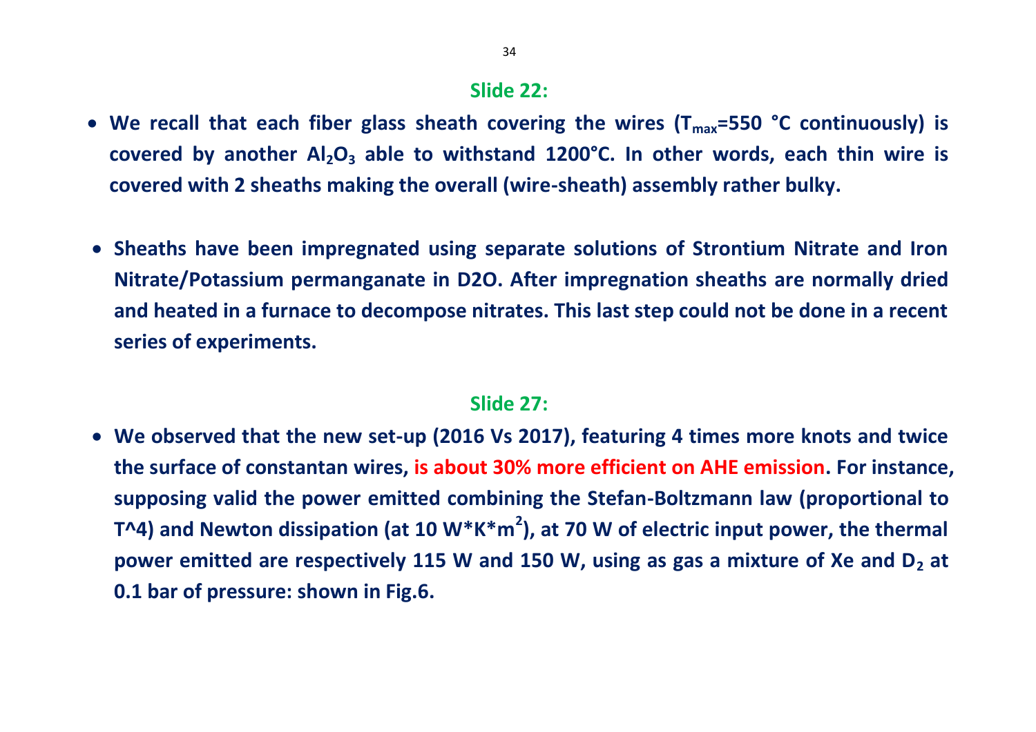## Slide 22:

- **We recall that each fiber glass sheath covering the wires ($T_{max}$=550 °C continuously) is covered by another $Al_2O_3$ able to withstand 1200°C. In other words, each thin wire is covered with 2 sheaths making the overall (wire-sheath) assembly rather bulky.**

- **Sheaths have been impregnated using separate solutions of Strontium Nitrate and Iron Nitrate/Potassium permanganate in D2O. After impregnation sheaths are normally dried and heated in a furnace to decompose nitrates. This last step could not be done in a recent series of experiments.**

## Slide 27:

- **We observed that the new set-up (2016 Vs 2017), featuring 4 times more knots and twice the surface of constantan wires, is about 30% more efficient on AHE emission. For instance, supposing valid the power emitted combining the Stefan-Boltzmann law (proportional to T^4) and Newton dissipation (at 10 W*K*m$^2$), at 70 W of electric input power, the thermal power emitted are respectively 115 W and 150 W, using as gas a mixture of Xe and $D_2$ at 0.1 bar of pressure: shown in Fig.6.**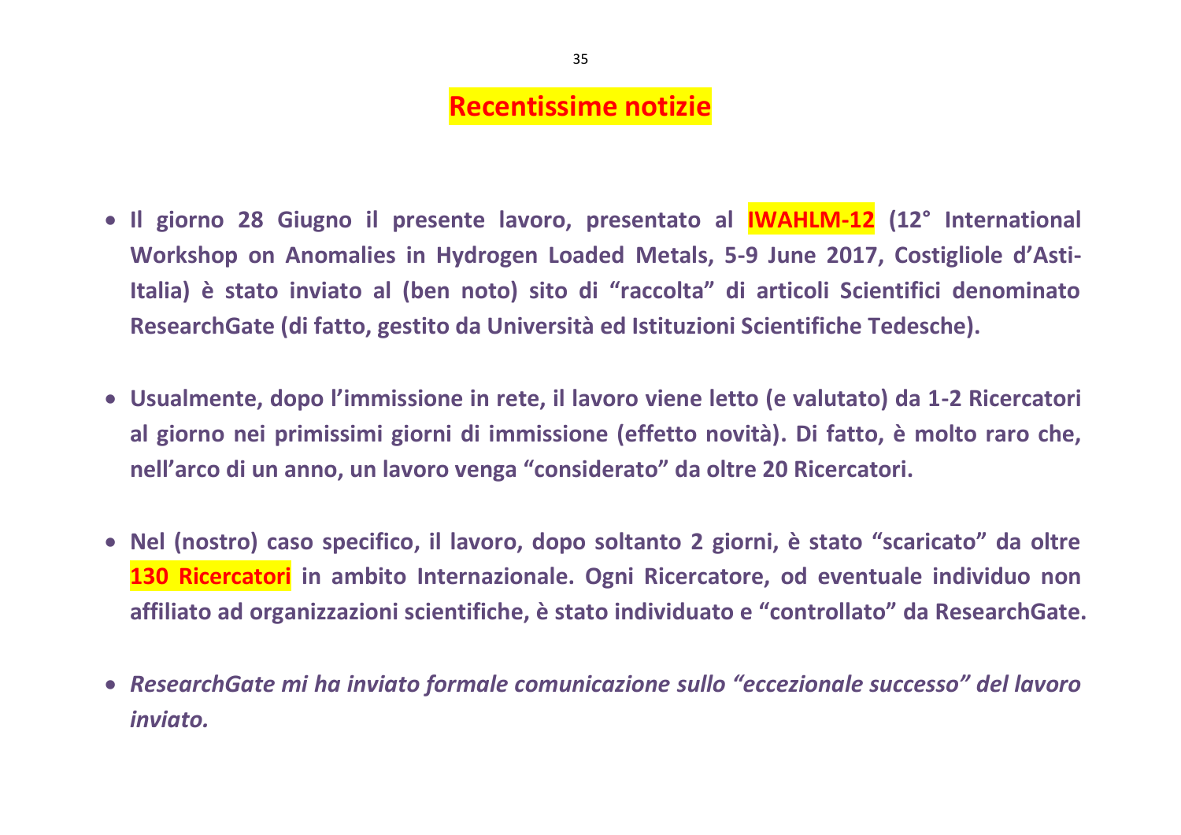# Recentissime notizie

- **Il giorno 28 Giugno il presente lavoro, presentato al IWAHLM-12 (12° International Workshop on Anomalies in Hydrogen Loaded Metals, 5-9 June 2017, Costigliole d'Asti-Italia) è stato inviato al (ben noto) sito di "raccolta" di articoli Scientifici denominato ResearchGate (di fatto, gestito da Università ed Istituzioni Scientifiche Tedesche).**

- **Usualmente, dopo l'immissione in rete, il lavoro viene letto (e valutato) da 1-2 Ricercatori al giorno nei primissimi giorni di immissione (effetto novità). Di fatto, è molto raro che, nell'arco di un anno, un lavoro venga "considerato" da oltre 20 Ricercatori.**

- **Nel (nostro) caso specifico, il lavoro, dopo soltanto 2 giorni, è stato "scaricato" da oltre 130 Ricercatori in ambito Internazionale. Ogni Ricercatore, od eventuale individuo non affiliato ad organizzazioni scientifiche, è stato individuato e "controllato" da ResearchGate.**

- ***ResearchGate mi ha inviato formale comunicazione sullo "eccezionale successo" del lavoro inviato.***